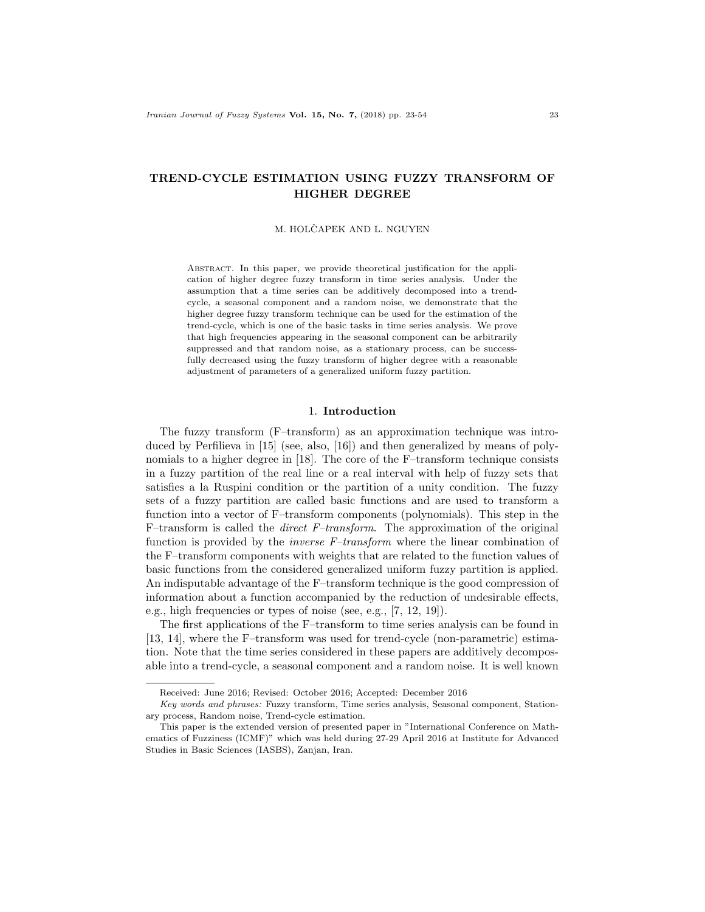# TREND-CYCLE ESTIMATION USING FUZZY TRANSFORM OF HIGHER DEGREE

M. HOLČAPEK AND L. NGUYEN

Abstract. In this paper, we provide theoretical justification for the application of higher degree fuzzy transform in time series analysis. Under the assumption that a time series can be additively decomposed into a trend-cycle, a seasonal component and a random noise, we demonstrate that the higher degree fuzzy transform technique can be used for the estimation of the trend-cycle, which is one of the basic tasks in time series analysis. We prove that high frequencies appearing in the seasonal component can be arbitrarily suppressed and that random noise, as a stationary process, can be successfully decreased using the fuzzy transform of higher degree with a reasonable adjustment of parameters of a generalized uniform fuzzy partition.

## 1. Introduction

The fuzzy transform (F–transform) as an approximation technique was introduced by Perfilieva in [15] (see, also, [16]) and then generalized by means of polynomials to a higher degree in [18]. The core of the F–transform technique consists in a fuzzy partition of the real line or a real interval with help of fuzzy sets that satisfies a la Ruspini condition or the partition of a unity condition. The fuzzy sets of a fuzzy partition are called basic functions and are used to transform a function into a vector of F–transform components (polynomials). This step in the F–transform is called the *direct F–transform*. The approximation of the original function is provided by the *inverse F–transform* where the linear combination of the F–transform components with weights that are related to the function values of basic functions from the considered generalized uniform fuzzy partition is applied. An indisputable advantage of the F–transform technique is the good compression of information about a function accompanied by the reduction of undesirable effects, e.g., high frequencies or types of noise (see, e.g., [7, 12, 19]).

The first applications of the F–transform to time series analysis can be found in [13, 14], where the F–transform was used for trend-cycle (non-parametric) estimation. Note that the time series considered in these papers are additively decomposable into a trend-cycle, a seasonal component and a random noise. It is well known

---

Received: June 2016; Revised: October 2016; Accepted: December 2016

*Key words and phrases:* Fuzzy transform, Time series analysis, Seasonal component, Stationary process, Random noise, Trend-cycle estimation.

This paper is the extended version of presented paper in "International Conference on Mathematics of Fuzziness (ICMF)" which was held during 27-29 April 2016 at Institute for Advanced Studies in Basic Sciences (IASBS), Zanjan, Iran.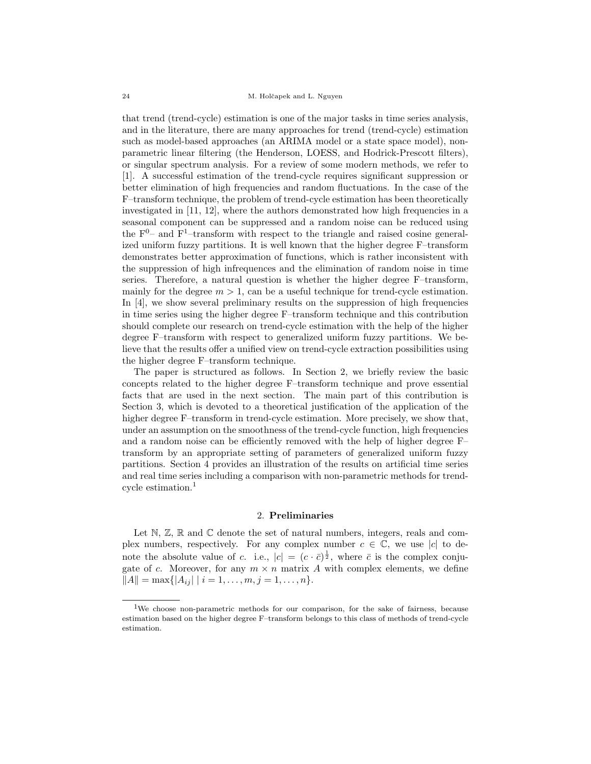that trend (trend-cycle) estimation is one of the major tasks in time series analysis, and in the literature, there are many approaches for trend (trend-cycle) estimation such as model-based approaches (an ARIMA model or a state space model), non-parametric linear filtering (the Henderson, LOESS, and Hodrick-Prescott filters), or singular spectrum analysis. For a review of some modern methods, we refer to [1]. A successful estimation of the trend-cycle requires significant suppression or better elimination of high frequencies and random fluctuations. In the case of the F–transform technique, the problem of trend-cycle estimation has been theoretically investigated in [11, 12], where the authors demonstrated how high frequencies in a seasonal component can be suppressed and a random noise can be reduced using the $F^0$– and $F^1$–transform with respect to the triangle and raised cosine generalized uniform fuzzy partitions. It is well known that the higher degree F–transform demonstrates better approximation of functions, which is rather inconsistent with the suppression of high infrequences and the elimination of random noise in time series. Therefore, a natural question is whether the higher degree F–transform, mainly for the degree $m > 1$, can be a useful technique for trend-cycle estimation. In [4], we show several preliminary results on the suppression of high frequencies in time series using the higher degree F–transform technique and this contribution should complete our research on trend-cycle estimation with the help of the higher degree F–transform with respect to generalized uniform fuzzy partitions. We believe that the results offer a unified view on trend-cycle extraction possibilities using the higher degree F–transform technique.

The paper is structured as follows. In Section 2, we briefly review the basic concepts related to the higher degree F–transform technique and prove essential facts that are used in the next section. The main part of this contribution is Section 3, which is devoted to a theoretical justification of the application of the higher degree F–transform in trend-cycle estimation. More precisely, we show that, under an assumption on the smoothness of the trend-cycle function, high frequencies and a random noise can be efficiently removed with the help of higher degree F–transform by an appropriate setting of parameters of generalized uniform fuzzy partitions. Section 4 provides an illustration of the results on artificial time series and real time series including a comparison with non-parametric methods for trend-cycle estimation.[1]

## 2. **Preliminaries**

Let $\mathbb{N}$, $\mathbb{Z}$, $\mathbb{R}$ and $\mathbb{C}$ denote the set of natural numbers, integers, reals and complex numbers, respectively. For any complex number $c \in \mathbb{C}$, we use $|c|$ to denote the absolute value of $c$. i.e., $|c| = (c \cdot \bar{c})^{\frac{1}{2}}$, where $\bar{c}$ is the complex conjugate of $c$. Moreover, for any $m \times n$ matrix $A$ with complex elements, we define $\|A\| = \max\{|A_{ij}| \mid i = 1, \ldots, m, j = 1, \ldots, n\}$.

---

[1] We choose non-parametric methods for our comparison, for the sake of fairness, because estimation based on the higher degree F–transform belongs to this class of methods of trend-cycle estimation.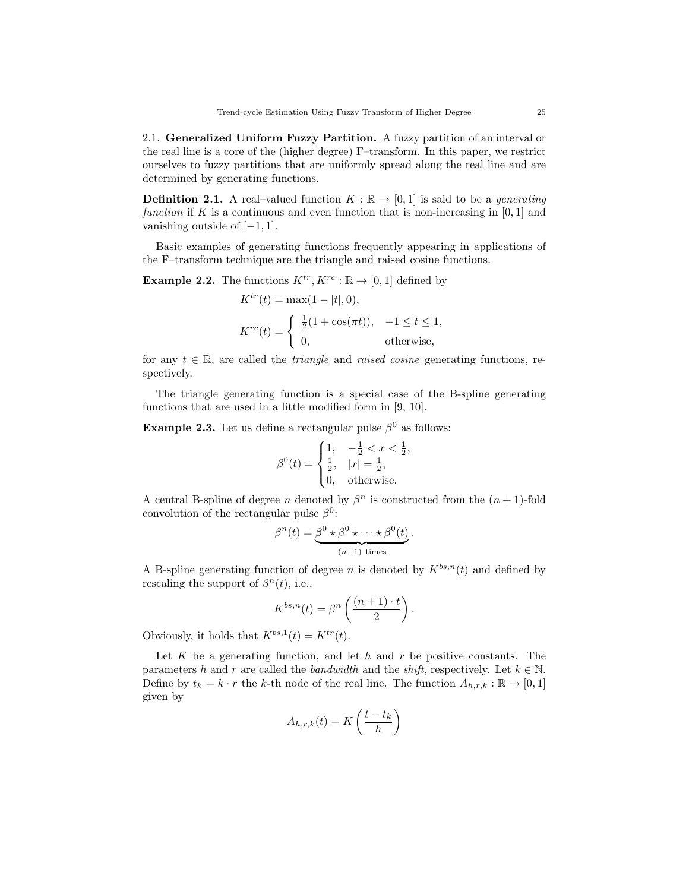2.1. **Generalized Uniform Fuzzy Partition.** A fuzzy partition of an interval or the real line is a core of the (higher degree) F–transform. In this paper, we restrict ourselves to fuzzy partitions that are uniformly spread along the real line and are determined by generating functions.

**Definition 2.1.** A real–valued function $K : \mathbb{R} \to [0,1]$ is said to be a *generating function* if $K$ is a continuous and even function that is non-increasing in $[0,1]$ and vanishing outside of $[-1,1]$.

Basic examples of generating functions frequently appearing in applications of the F–transform technique are the triangle and raised cosine functions.

**Example 2.2.** The functions $K^{tr}, K^{rc} : \mathbb{R} \to [0,1]$ defined by

$$K^{tr}(t) = \max(1 - |t|, 0),$$

$$K^{rc}(t) = \begin{cases} \frac{1}{2}(1 + \cos(\pi t)), & -1 \leq t \leq 1, \\ 0, & \text{otherwise}, \end{cases}$$

for any $t \in \mathbb{R}$, are called the *triangle* and *raised cosine* generating functions, respectively.

The triangle generating function is a special case of the B-spline generating functions that are used in a little modified form in [9, 10].

**Example 2.3.** Let us define a rectangular pulse $\beta^0$ as follows:

$$\beta^0(t) = \begin{cases} 1, & -\frac{1}{2} < x < \frac{1}{2}, \\ \frac{1}{2}, & |x| = \frac{1}{2}, \\ 0, & \text{otherwise}. \end{cases}$$

A central B-spline of degree $n$ denoted by $\beta^n$ is constructed from the $(n+1)$-fold convolution of the rectangular pulse $\beta^0$:

$$\beta^n(t) = \underbrace{\beta^0 \star \beta^0 \star \cdots \star \beta^0(t)}_{(n+1) \text{ times}}.$$

A B-spline generating function of degree $n$ is denoted by $K^{bs,n}(t)$ and defined by rescaling the support of $\beta^n(t)$, i.e.,

$$K^{bs,n}(t) = \beta^n\left(\frac{(n+1) \cdot t}{2}\right).$$

Obviously, it holds that $K^{bs,1}(t) = K^{tr}(t)$.

Let $K$ be a generating function, and let $h$ and $r$ be positive constants. The parameters $h$ and $r$ are called the *bandwidth* and the *shift*, respectively. Let $k \in \mathbb{N}$. Define by $t_k = k \cdot r$ the $k$-th node of the real line. The function $A_{h,r,k} : \mathbb{R} \to [0,1]$ given by

$$A_{h,r,k}(t) = K\left(\frac{t - t_k}{h}\right)$$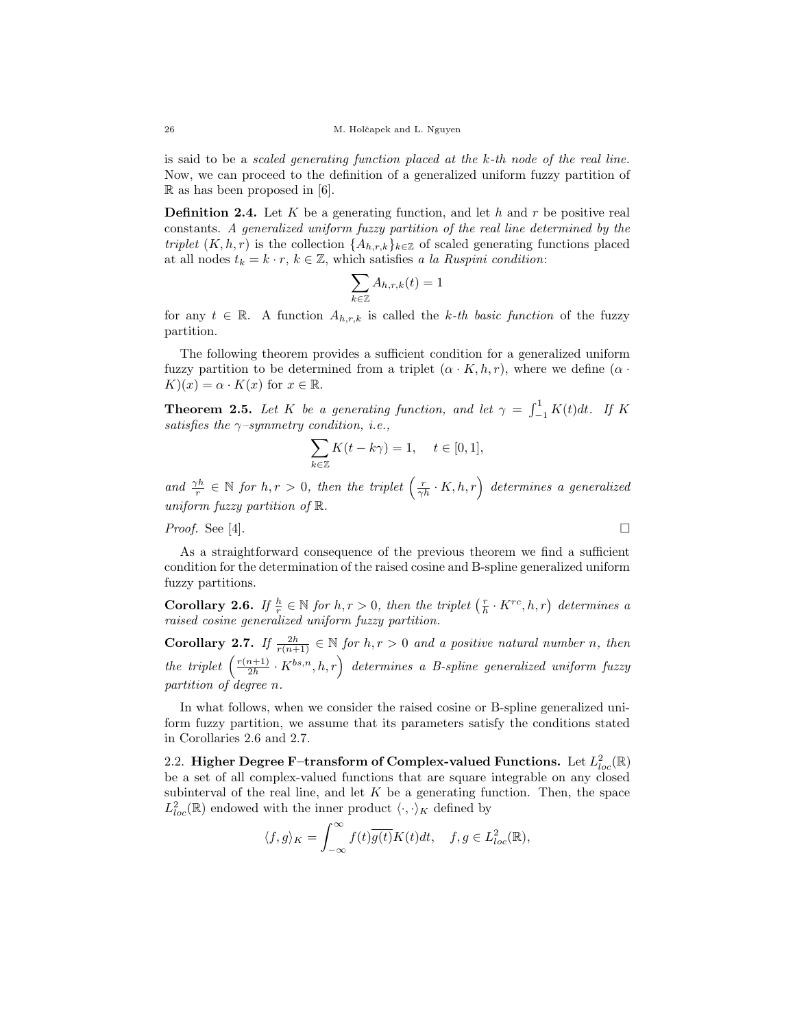is said to be a *scaled generating function placed at the k-th node of the real line.* Now, we can proceed to the definition of a generalized uniform fuzzy partition of $\mathbb{R}$ as has been proposed in [6].

**Definition 2.4.** Let $K$ be a generating function, and let $h$ and $r$ be positive real constants. *A generalized uniform fuzzy partition of the real line determined by the triplet* $(K, h, r)$ is the collection $\{A_{h,r,k}\}_{k\in\mathbb{Z}}$ of scaled generating functions placed at all nodes $t_k = k \cdot r$, $k \in \mathbb{Z}$, which satisfies *a la Ruspini condition*:

$$\sum_{k\in\mathbb{Z}} A_{h,r,k}(t) = 1$$

for any $t \in \mathbb{R}$. A function $A_{h,r,k}$ is called the *k-th basic function* of the fuzzy partition.

The following theorem provides a sufficient condition for a generalized uniform fuzzy partition to be determined from a triplet $(\alpha \cdot K, h, r)$, where we define $(\alpha \cdot K)(x) = \alpha \cdot K(x)$ for $x \in \mathbb{R}$.

**Theorem 2.5.** *Let $K$ be a generating function, and let $\gamma = \int_{-1}^{1} K(t)dt$. If $K$ satisfies the $\gamma$–symmetry condition, i.e.,*

$$\sum_{k\in\mathbb{Z}} K(t - k\gamma) = 1, \quad t \in [0, 1],$$

*and $\frac{\gamma h}{r} \in \mathbb{N}$ for $h, r > 0$, then the triplet $\left(\frac{r}{\gamma h} \cdot K, h, r\right)$ determines a generalized uniform fuzzy partition of $\mathbb{R}$.*

*Proof.* See [4]. □

As a straightforward consequence of the previous theorem we find a sufficient condition for the determination of the raised cosine and B-spline generalized uniform fuzzy partitions.

**Corollary 2.6.** *If $\frac{h}{r} \in \mathbb{N}$ for $h, r > 0$, then the triplet $\left(\frac{r}{h} \cdot K^{rc}, h, r\right)$ determines a raised cosine generalized uniform fuzzy partition.*

**Corollary 2.7.** *If $\frac{2h}{r(n+1)} \in \mathbb{N}$ for $h, r > 0$ and a positive natural number $n$, then the triplet $\left(\frac{r(n+1)}{2h} \cdot K^{bs,n}, h, r\right)$ determines a B-spline generalized uniform fuzzy partition of degree $n$.*

In what follows, when we consider the raised cosine or B-spline generalized uniform fuzzy partition, we assume that its parameters satisfy the conditions stated in Corollaries 2.6 and 2.7.

2.2. **Higher Degree F–transform of Complex-valued Functions.** Let $L^2_{loc}(\mathbb{R})$ be a set of all complex-valued functions that are square integrable on any closed subinterval of the real line, and let $K$ be a generating function. Then, the space $L^2_{loc}(\mathbb{R})$ endowed with the inner product $\langle \cdot, \cdot \rangle_K$ defined by

$$\langle f, g \rangle_K = \int_{-\infty}^{\infty} f(t)\overline{g(t)}K(t)dt, \quad f, g \in L^2_{loc}(\mathbb{R}),$$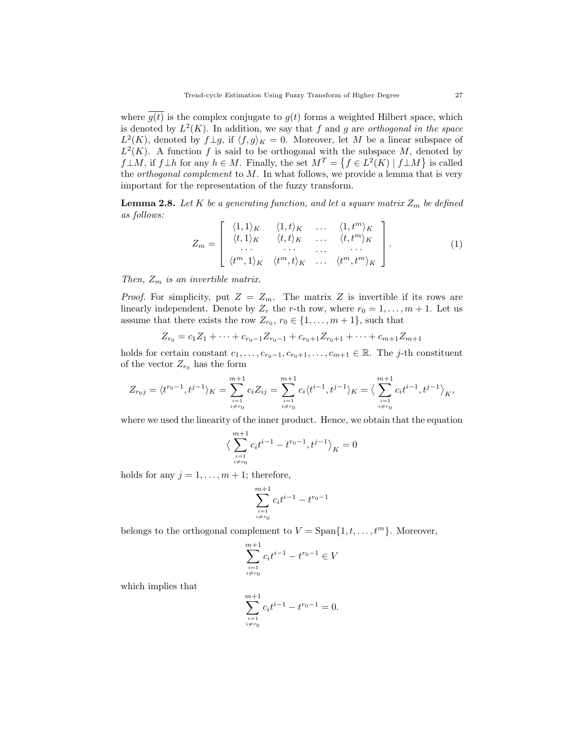where $\overline{g(t)}$ is the complex conjugate to $g(t)$ forms a weighted Hilbert space, which is denoted by $L^2(K)$. In addition, we say that $f$ and $g$ are *orthogonal in the space* $L^2(K)$, denoted by $f \perp g$, if $\langle f, g \rangle_K = 0$. Moreover, let $M$ be a linear subspace of $L^2(K)$. A function $f$ is said to be orthogonal with the subspace $M$, denoted by $f \perp M$, if $f \perp h$ for any $h \in M$. Finally, the set $M^T = \{f \in L^2(K) \mid f \perp M\}$ is called the *orthogonal complement* to $M$. In what follows, we provide a lemma that is very important for the representation of the fuzzy transform.

**Lemma 2.8.** *Let $K$ be a generating function, and let a square matrix $Z_m$ be defined as follows:*

$$Z_m = \begin{bmatrix} \langle 1, 1 \rangle_K & \langle 1, t \rangle_K & \dots & \langle 1, t^m \rangle_K \\ \langle t, 1 \rangle_K & \langle t, t \rangle_K & \dots & \langle t, t^m \rangle_K \\ \dots & \dots & \dots & \dots \\ \langle t^m, 1 \rangle_K & \langle t^m, t \rangle_K & \dots & \langle t^m, t^m \rangle_K \end{bmatrix}. \tag{1}$$

*Then, $Z_m$ is an invertible matrix.*

*Proof.* For simplicity, put $Z = Z_m$. The matrix $Z$ is invertible if its rows are linearly independent. Denote by $Z_r$ the $r$-th row, where $r_0 = 1, \dots, m+1$. Let us assume that there exists the row $Z_{r_0}$, $r_0 \in \{1, \dots, m+1\}$, such that

$$Z_{r_0} = c_1 Z_1 + \dots + c_{r_0-1} Z_{r_0-1} + c_{r_0+1} Z_{r_0+1} + \dots + c_{m+1} Z_{m+1}$$

holds for certain constant $c_1, \dots, c_{r_0-1}, c_{r_0+1}, \dots, c_{m+1} \in \mathbb{R}$. The $j$-th constituent of the vector $Z_{r_0}$ has the form

$$Z_{r_0 j} = \langle t^{r_0-1}, t^{j-1} \rangle_K = \sum_{\substack{i=1 \\ i \neq r_0}}^{m+1} c_i Z_{ij} = \sum_{\substack{i=1 \\ i \neq r_0}}^{m+1} c_i \langle t^{i-1}, t^{j-1} \rangle_K = \Big\langle \sum_{\substack{i=1 \\ i \neq r_0}}^{m+1} c_i t^{i-1}, t^{j-1} \Big\rangle_K,$$

where we used the linearity of the inner product. Hence, we obtain that the equation

$$\Big\langle \sum_{\substack{i=1 \\ i \neq r_0}}^{m+1} c_i t^{i-1} - t^{r_0-1}, t^{j-1} \Big\rangle_K = 0$$

holds for any $j = 1, \dots, m+1$; therefore,

$$\sum_{\substack{i=1 \\ i \neq r_0}}^{m+1} c_i t^{i-1} - t^{r_0-1}$$

belongs to the orthogonal complement to $V = \text{Span}\{1, t, \dots, t^m\}$. Moreover,

$$\sum_{\substack{i=1 \\ i \neq r_0}}^{m+1} c_i t^{i-1} - t^{r_0-1} \in V$$

which implies that

$$\sum_{\substack{i=1 \\ i \neq r_0}}^{m+1} c_i t^{i-1} - t^{r_0-1} = 0.$$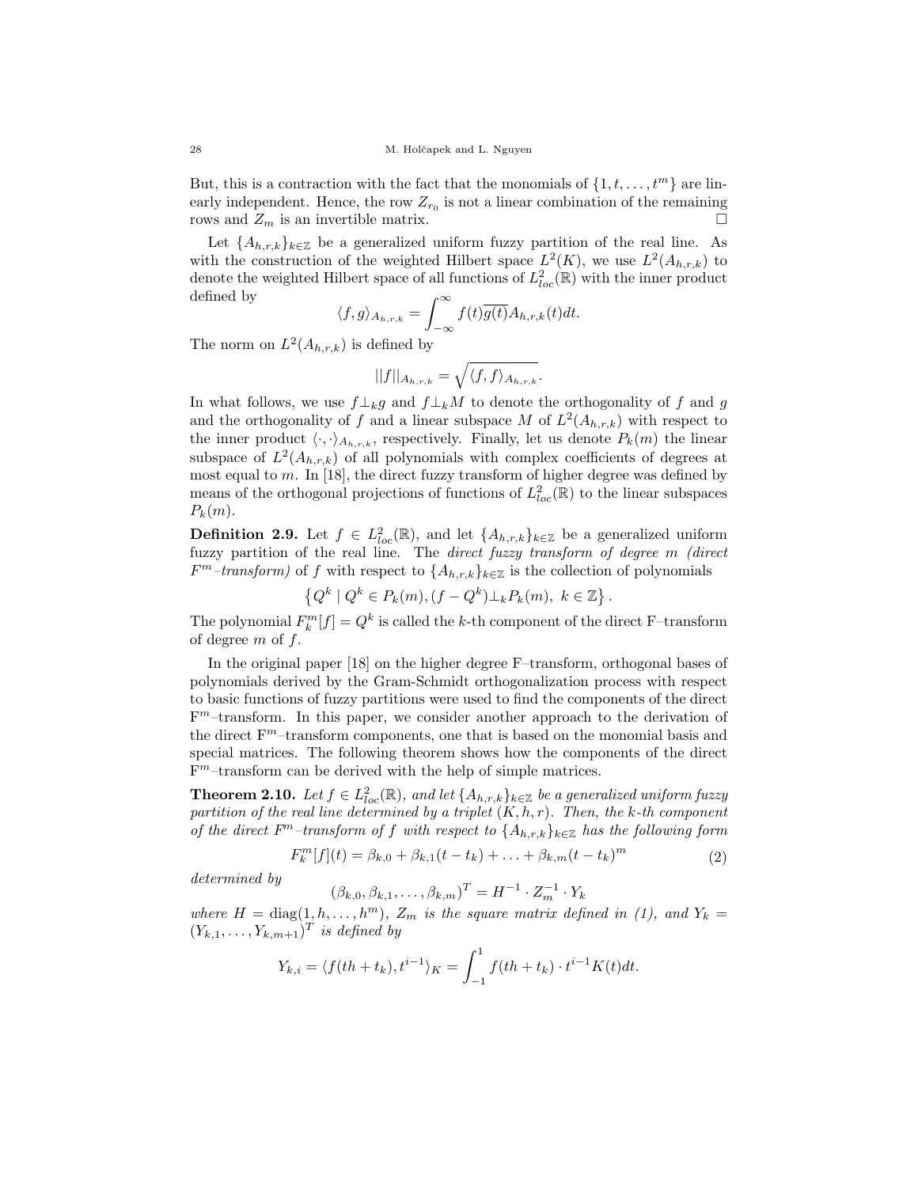But, this is a contraction with the fact that the monomials of $\{1, t, \dots, t^m\}$ are linearly independent. Hence, the row $Z_{r_0}$ is not a linear combination of the remaining rows and $Z_m$ is an invertible matrix. □

Let $\{A_{h,r,k}\}_{k\in\mathbb{Z}}$ be a generalized uniform fuzzy partition of the real line. As with the construction of the weighted Hilbert space $L^2(K)$, we use $L^2(A_{h,r,k})$ to denote the weighted Hilbert space of all functions of $L^2_{loc}(\mathbb{R})$ with the inner product defined by

$$\langle f, g\rangle_{A_{h,r,k}} = \int_{-\infty}^{\infty} f(t)\overline{g(t)}A_{h,r,k}(t)dt.$$

The norm on $L^2(A_{h,r,k})$ is defined by

$$||f||_{A_{h,r,k}} = \sqrt{\langle f, f\rangle_{A_{h,r,k}}}.$$

In what follows, we use $f\perp_k g$ and $f\perp_k M$ to denote the orthogonality of $f$ and $g$ and the orthogonality of $f$ and a linear subspace $M$ of $L^2(A_{h,r,k})$ with respect to the inner product $\langle\cdot,\cdot\rangle_{A_{h,r,k}}$, respectively. Finally, let us denote $P_k(m)$ the linear subspace of $L^2(A_{h,r,k})$ of all polynomials with complex coefficients of degrees at most equal to $m$. In [18], the direct fuzzy transform of higher degree was defined by means of the orthogonal projections of functions of $L^2_{loc}(\mathbb{R})$ to the linear subspaces $P_k(m)$.

**Definition 2.9.** Let $f \in L^2_{loc}(\mathbb{R})$, and let $\{A_{h,r,k}\}_{k\in\mathbb{Z}}$ be a generalized uniform fuzzy partition of the real line. The *direct fuzzy transform of degree m (direct $F^m$–transform)* of $f$ with respect to $\{A_{h,r,k}\}_{k\in\mathbb{Z}}$ is the collection of polynomials

$$\left\{Q^k \mid Q^k \in P_k(m), (f - Q^k)\perp_k P_k(m),\ k \in \mathbb{Z}\right\}.$$

The polynomial $F^m_k[f] = Q^k$ is called the $k$-th component of the direct F–transform of degree $m$ of $f$.

In the original paper [18] on the higher degree F–transform, orthogonal bases of polynomials derived by the Gram-Schmidt orthogonalization process with respect to basic functions of fuzzy partitions were used to find the components of the direct $\mathrm{F}^m$–transform. In this paper, we consider another approach to the derivation of the direct $\mathrm{F}^m$–transform components, one that is based on the monomial basis and special matrices. The following theorem shows how the components of the direct $\mathrm{F}^m$–transform can be derived with the help of simple matrices.

**Theorem 2.10.** *Let $f \in L^2_{loc}(\mathbb{R})$, and let $\{A_{h,r,k}\}_{k\in\mathbb{Z}}$ be a generalized uniform fuzzy partition of the real line determined by a triplet $(K, h, r)$. Then, the $k$-th component of the direct $F^m$–transform of $f$ with respect to $\{A_{h,r,k}\}_{k\in\mathbb{Z}}$ has the following form*

$$F^m_k[f](t) = \beta_{k,0} + \beta_{k,1}(t - t_k) + \dots + \beta_{k,m}(t - t_k)^m \tag{2}$$

*determined by*

$$(\beta_{k,0}, \beta_{k,1}, \dots, \beta_{k,m})^T = H^{-1} \cdot Z_m^{-1} \cdot Y_k$$

*where $H = \mathrm{diag}(1, h, \dots, h^m)$, $Z_m$ is the square matrix defined in (1), and $Y_k = (Y_{k,1}, \dots, Y_{k,m+1})^T$ is defined by*

$$Y_{k,i} = \langle f(th + t_k), t^{i-1}\rangle_K = \int_{-1}^{1} f(th + t_k) \cdot t^{i-1}K(t)dt.$$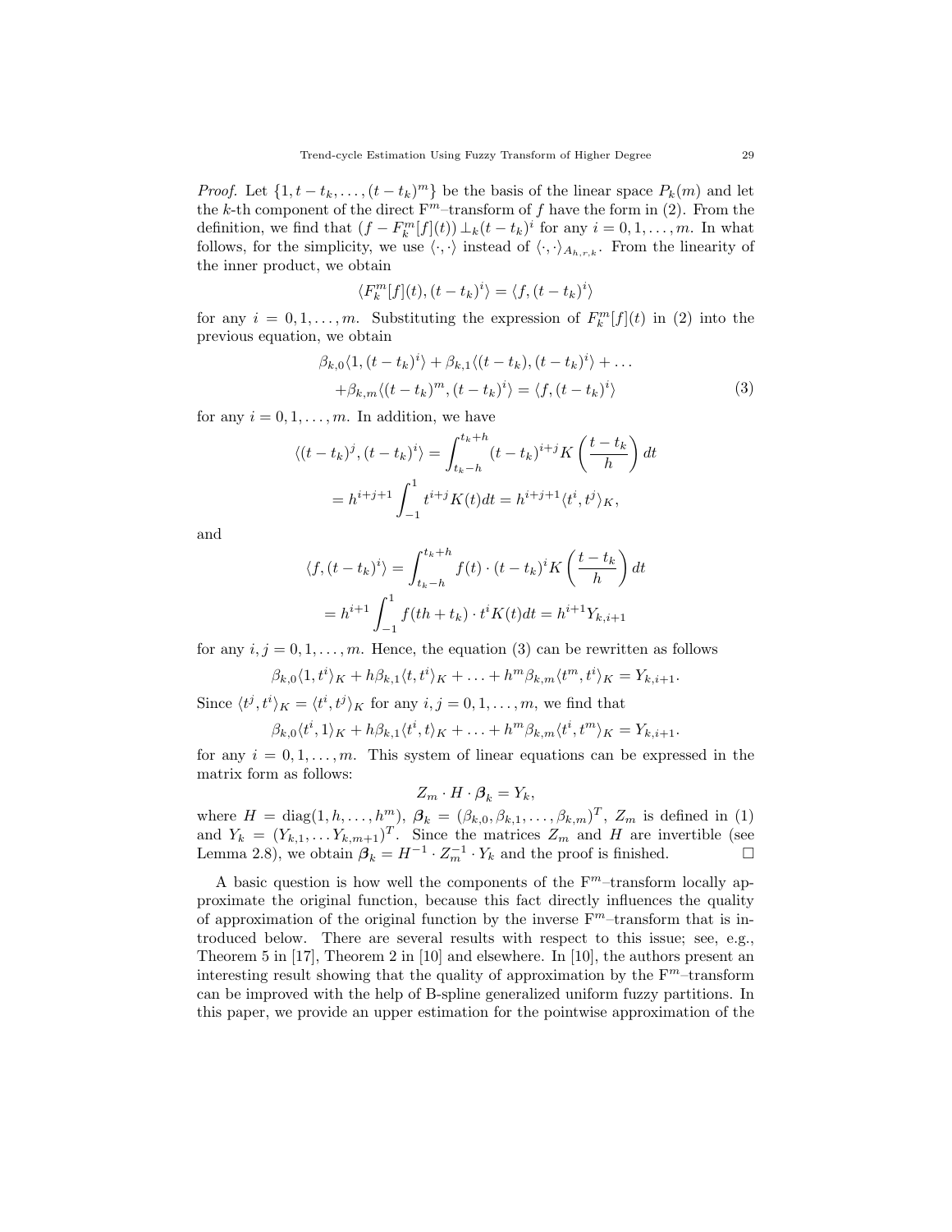*Proof.* Let $\{1, t-t_k, \dots, (t-t_k)^m\}$ be the basis of the linear space $P_k(m)$ and let the $k$-th component of the direct F$^m$–transform of $f$ have the form in (2). From the definition, we find that $(f - F_k^m[f](t)) \perp_k (t-t_k)^i$ for any $i = 0, 1, \dots, m$. In what follows, for the simplicity, we use $\langle \cdot, \cdot \rangle$ instead of $\langle \cdot, \cdot \rangle_{A_{h,r,k}}$. From the linearity of the inner product, we obtain

$$\langle F_k^m[f](t), (t-t_k)^i \rangle = \langle f, (t-t_k)^i \rangle$$

for any $i = 0, 1, \dots, m$. Substituting the expression of $F_k^m[f](t)$ in (2) into the previous equation, we obtain

$$\begin{aligned} &\beta_{k,0}\langle 1, (t-t_k)^i \rangle + \beta_{k,1}\langle (t-t_k), (t-t_k)^i \rangle + \dots \\ &+ \beta_{k,m}\langle (t-t_k)^m, (t-t_k)^i \rangle = \langle f, (t-t_k)^i \rangle \end{aligned} \tag{3}$$

for any $i = 0, 1, \dots, m$. In addition, we have

$$\begin{aligned} \langle (t-t_k)^j, (t-t_k)^i \rangle &= \int_{t_k-h}^{t_k+h} (t-t_k)^{i+j} K\left(\frac{t-t_k}{h}\right) dt \\ &= h^{i+j+1} \int_{-1}^{1} t^{i+j} K(t) dt = h^{i+j+1} \langle t^i, t^j \rangle_K, \end{aligned}$$

and

$$\begin{aligned} \langle f, (t-t_k)^i \rangle &= \int_{t_k-h}^{t_k+h} f(t) \cdot (t-t_k)^i K\left(\frac{t-t_k}{h}\right) dt \\ &= h^{i+1} \int_{-1}^{1} f(th + t_k) \cdot t^i K(t) dt = h^{i+1} Y_{k,i+1} \end{aligned}$$

for any $i, j = 0, 1, \dots, m$. Hence, the equation (3) can be rewritten as follows

$$\beta_{k,0}\langle 1, t^i \rangle_K + h\beta_{k,1}\langle t, t^i \rangle_K + \dots + h^m \beta_{k,m}\langle t^m, t^i \rangle_K = Y_{k,i+1}.$$

Since $\langle t^j, t^i \rangle_K = \langle t^i, t^j \rangle_K$ for any $i, j = 0, 1, \dots, m$, we find that

$$\beta_{k,0}\langle t^i, 1 \rangle_K + h\beta_{k,1}\langle t^i, t \rangle_K + \dots + h^m \beta_{k,m}\langle t^i, t^m \rangle_K = Y_{k,i+1}.$$

for any $i = 0, 1, \dots, m$. This system of linear equations can be expressed in the matrix form as follows:

$$Z_m \cdot H \cdot \boldsymbol{\beta}_k = Y_k,$$

where $H = \mathrm{diag}(1, h, \dots, h^m)$, $\boldsymbol{\beta}_k = (\beta_{k,0}, \beta_{k,1}, \dots, \beta_{k,m})^T$, $Z_m$ is defined in (1) and $Y_k = (Y_{k,1}, \dots Y_{k,m+1})^T$. Since the matrices $Z_m$ and $H$ are invertible (see Lemma 2.8), we obtain $\boldsymbol{\beta}_k = H^{-1} \cdot Z_m^{-1} \cdot Y_k$ and the proof is finished. □

A basic question is how well the components of the F$^m$–transform locally approximate the original function, because this fact directly influences the quality of approximation of the original function by the inverse F$^m$–transform that is introduced below. There are several results with respect to this issue; see, e.g., Theorem 5 in [17], Theorem 2 in [10] and elsewhere. In [10], the authors present an interesting result showing that the quality of approximation by the F$^m$–transform can be improved with the help of B-spline generalized uniform fuzzy partitions. In this paper, we provide an upper estimation for the pointwise approximation of the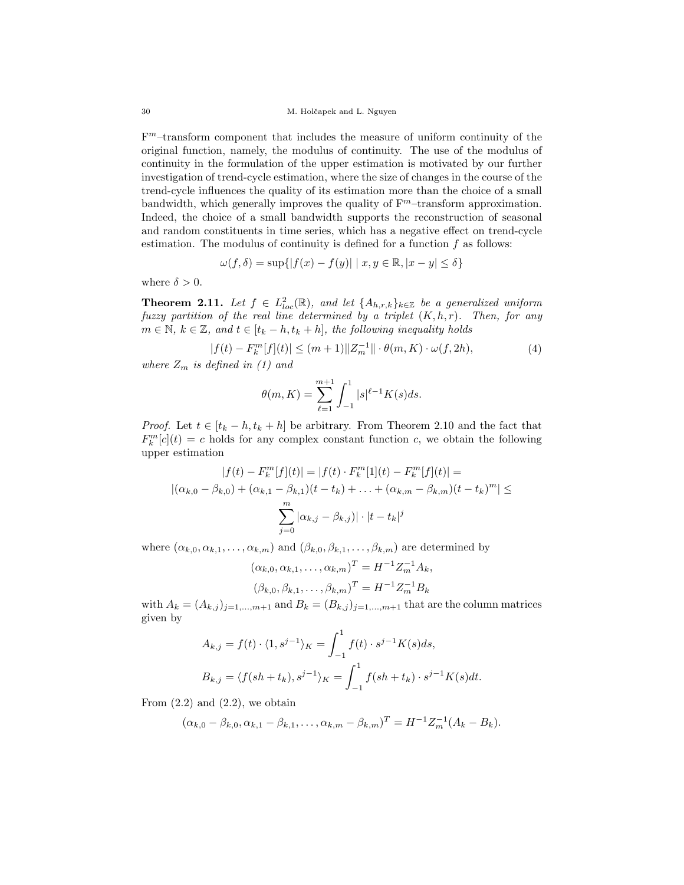$\mathrm{F}^m$–transform component that includes the measure of uniform continuity of the original function, namely, the modulus of continuity. The use of the modulus of continuity in the formulation of the upper estimation is motivated by our further investigation of trend-cycle estimation, where the size of changes in the course of the trend-cycle influences the quality of its estimation more than the choice of a small bandwidth, which generally improves the quality of $\mathrm{F}^m$–transform approximation. Indeed, the choice of a small bandwidth supports the reconstruction of seasonal and random constituents in time series, which has a negative effect on trend-cycle estimation. The modulus of continuity is defined for a function $f$ as follows:

$$\omega(f,\delta) = \sup\{|f(x) - f(y)| \mid x, y \in \mathbb{R}, |x - y| \leq \delta\}$$

where $\delta > 0$.

**Theorem 2.11.** *Let $f \in L^2_{loc}(\mathbb{R})$, and let $\{A_{h,r,k}\}_{k\in\mathbb{Z}}$ be a generalized uniform fuzzy partition of the real line determined by a triplet $(K, h, r)$. Then, for any $m \in \mathbb{N}$, $k \in \mathbb{Z}$, and $t \in [t_k - h, t_k + h]$, the following inequality holds*

$$|f(t) - F^m_k[f](t)| \leq (m+1)\|Z_m^{-1}\| \cdot \theta(m, K) \cdot \omega(f, 2h), \tag{4}$$

*where $Z_m$ is defined in (1) and*

$$\theta(m, K) = \sum_{\ell=1}^{m+1} \int_{-1}^{1} |s|^{\ell-1} K(s) ds.$$

*Proof.* Let $t \in [t_k - h, t_k + h]$ be arbitrary. From Theorem 2.10 and the fact that $F^m_k[c](t) = c$ holds for any complex constant function $c$, we obtain the following upper estimation

$$|f(t) - F^m_k[f](t)| = |f(t) \cdot F^m_k[1](t) - F^m_k[f](t)| =$$

$$|(\alpha_{k,0} - \beta_{k,0}) + (\alpha_{k,1} - \beta_{k,1})(t - t_k) + \ldots + (\alpha_{k,m} - \beta_{k,m})(t - t_k)^m| \leq$$

$$\sum_{j=0}^{m} |\alpha_{k,j} - \beta_{k,j})| \cdot |t - t_k|^j$$

where $(\alpha_{k,0}, \alpha_{k,1}, \ldots, \alpha_{k,m})$ and $(\beta_{k,0}, \beta_{k,1}, \ldots, \beta_{k,m})$ are determined by

$$(\alpha_{k,0}, \alpha_{k,1}, \ldots, \alpha_{k,m})^T = H^{-1} Z_m^{-1} A_k,$$

$$(\beta_{k,0}, \beta_{k,1}, \ldots, \beta_{k,m})^T = H^{-1} Z_m^{-1} B_k$$

with $A_k = (A_{k,j})_{j=1,\ldots,m+1}$ and $B_k = (B_{k,j})_{j=1,\ldots,m+1}$ that are the column matrices given by

$$A_{k,j} = f(t) \cdot \langle 1, s^{j-1}\rangle_K = \int_{-1}^{1} f(t) \cdot s^{j-1} K(s) ds,$$

$$B_{k,j} = \langle f(sh + t_k), s^{j-1}\rangle_K = \int_{-1}^{1} f(sh + t_k) \cdot s^{j-1} K(s) dt.$$

From (2.2) and (2.2), we obtain

$$(\alpha_{k,0} - \beta_{k,0}, \alpha_{k,1} - \beta_{k,1}, \ldots, \alpha_{k,m} - \beta_{k,m})^T = H^{-1} Z_m^{-1}(A_k - B_k).$$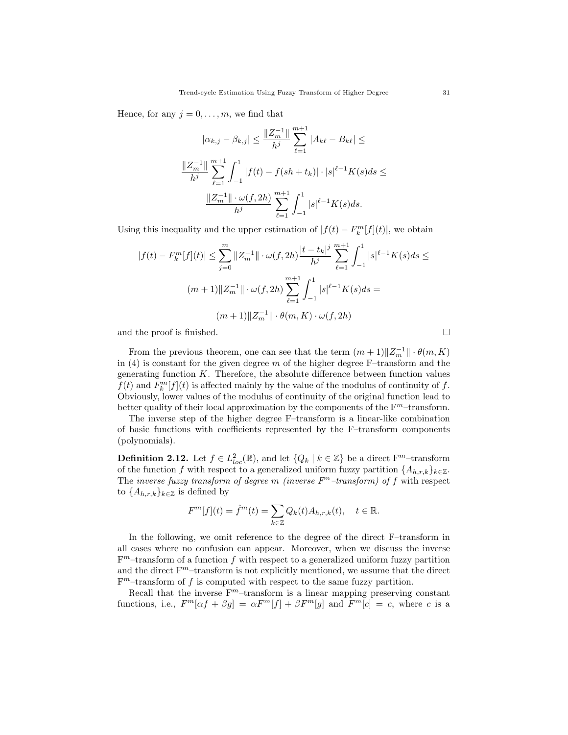Hence, for any $j = 0, \dots, m$, we find that

$$|\alpha_{k,j} - \beta_{k,j}| \le \frac{\|Z_m^{-1}\|}{h^j} \sum_{\ell=1}^{m+1} |A_{k\ell} - B_{k\ell}| \le$$

$$\frac{\|Z_m^{-1}\|}{h^j} \sum_{\ell=1}^{m+1} \int_{-1}^{1} |f(t) - f(sh + t_k)| \cdot |s|^{\ell-1} K(s) ds \le$$

$$\frac{\|Z_m^{-1}\| \cdot \omega(f, 2h)}{h^j} \sum_{\ell=1}^{m+1} \int_{-1}^{1} |s|^{\ell-1} K(s) ds.$$

Using this inequality and the upper estimation of $|f(t) - F_k^m[f](t)|$, we obtain

$$|f(t) - F_k^m[f](t)| \le \sum_{j=0}^{m} \|Z_m^{-1}\| \cdot \omega(f, 2h) \frac{|t - t_k|^j}{h^j} \sum_{\ell=1}^{m+1} \int_{-1}^{1} |s|^{\ell-1} K(s) ds \le$$

$$(m+1)\|Z_m^{-1}\| \cdot \omega(f, 2h) \sum_{\ell=1}^{m+1} \int_{-1}^{1} |s|^{\ell-1} K(s) ds =$$

$$(m+1)\|Z_m^{-1}\| \cdot \theta(m, K) \cdot \omega(f, 2h)$$

and the proof is finished. □

From the previous theorem, one can see that the term $(m+1)\|Z_m^{-1}\| \cdot \theta(m, K)$ in (4) is constant for the given degree $m$ of the higher degree F–transform and the generating function $K$. Therefore, the absolute difference between function values $f(t)$ and $F_k^m[f](t)$ is affected mainly by the value of the modulus of continuity of $f$. Obviously, lower values of the modulus of continuity of the original function lead to better quality of their local approximation by the components of the $\mathrm{F}^m$–transform.

The inverse step of the higher degree F–transform is a linear-like combination of basic functions with coefficients represented by the F–transform components (polynomials).

**Definition 2.12.** Let $f \in L^2_{loc}(\mathbb{R})$, and let $\{Q_k \mid k \in \mathbb{Z}\}$ be a direct $\mathrm{F}^m$–transform of the function $f$ with respect to a generalized uniform fuzzy partition $\{A_{h,r,k}\}_{k \in \mathbb{Z}}$. The *inverse fuzzy transform of degree m (inverse $F^m$–transform) of f* with respect to $\{A_{h,r,k}\}_{k \in \mathbb{Z}}$ is defined by

$$F^m[f](t) = \hat{f}^m(t) = \sum_{k \in \mathbb{Z}} Q_k(t) A_{h,r,k}(t), \quad t \in \mathbb{R}.$$

In the following, we omit reference to the degree of the direct F–transform in all cases where no confusion can appear. Moreover, when we discuss the inverse $\mathrm{F}^m$–transform of a function $f$ with respect to a generalized uniform fuzzy partition and the direct $\mathrm{F}^m$–transform is not explicitly mentioned, we assume that the direct $\mathrm{F}^m$–transform of $f$ is computed with respect to the same fuzzy partition.

Recall that the inverse $\mathrm{F}^m$–transform is a linear mapping preserving constant functions, i.e., $F^m[\alpha f + \beta g] = \alpha F^m[f] + \beta F^m[g]$ and $F^m[c] = c$, where $c$ is a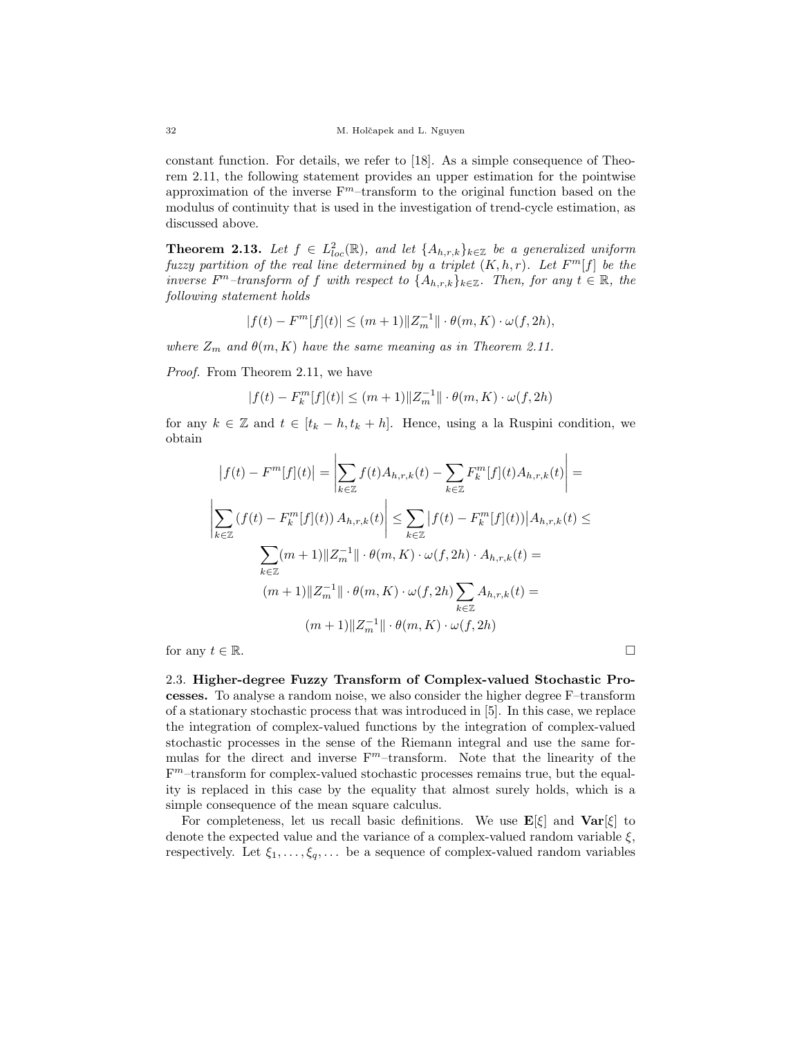constant function. For details, we refer to [18]. As a simple consequence of Theorem 2.11, the following statement provides an upper estimation for the pointwise approximation of the inverse $\mathrm{F}^m$–transform to the original function based on the modulus of continuity that is used in the investigation of trend-cycle estimation, as discussed above.

**Theorem 2.13.** *Let $f \in L^2_{loc}(\mathbb{R})$, and let $\{A_{h,r,k}\}_{k\in\mathbb{Z}}$ be a generalized uniform fuzzy partition of the real line determined by a triplet $(K, h, r)$. Let $F^m[f]$ be the inverse $F^m$–transform of $f$ with respect to $\{A_{h,r,k}\}_{k\in\mathbb{Z}}$. Then, for any $t \in \mathbb{R}$, the following statement holds*

$$|f(t) - F^m[f](t)| \leq (m+1)\|Z_m^{-1}\| \cdot \theta(m, K) \cdot \omega(f, 2h),$$

*where $Z_m$ and $\theta(m, K)$ have the same meaning as in Theorem 2.11.*

*Proof.* From Theorem 2.11, we have

$$|f(t) - F_k^m[f](t)| \leq (m+1)\|Z_m^{-1}\| \cdot \theta(m, K) \cdot \omega(f, 2h)$$

for any $k \in \mathbb{Z}$ and $t \in [t_k - h, t_k + h]$. Hence, using a la Ruspini condition, we obtain

$$\begin{aligned}
\big|f(t) - F^m[f](t)\big| = \left|\sum_{k\in\mathbb{Z}} f(t)A_{h,r,k}(t) - \sum_{k\in\mathbb{Z}} F_k^m[f](t)A_{h,r,k}(t)\right| = \\
\left|\sum_{k\in\mathbb{Z}} (f(t) - F_k^m[f](t))\, A_{h,r,k}(t)\right| \leq \sum_{k\in\mathbb{Z}} \big|f(t) - F_k^m[f](t))\big| A_{h,r,k}(t) \leq \\
\sum_{k\in\mathbb{Z}} (m+1)\|Z_m^{-1}\| \cdot \theta(m, K) \cdot \omega(f, 2h) \cdot A_{h,r,k}(t) = \\
(m+1)\|Z_m^{-1}\| \cdot \theta(m, K) \cdot \omega(f, 2h) \sum_{k\in\mathbb{Z}} A_{h,r,k}(t) = \\
(m+1)\|Z_m^{-1}\| \cdot \theta(m, K) \cdot \omega(f, 2h)
\end{aligned}$$

for any $t \in \mathbb{R}$. □

2.3. **Higher-degree Fuzzy Transform of Complex-valued Stochastic Processes.** To analyse a random noise, we also consider the higher degree F–transform of a stationary stochastic process that was introduced in [5]. In this case, we replace the integration of complex-valued functions by the integration of complex-valued stochastic processes in the sense of the Riemann integral and use the same formulas for the direct and inverse $\mathrm{F}^m$–transform. Note that the linearity of the $\mathrm{F}^m$–transform for complex-valued stochastic processes remains true, but the equality is replaced in this case by the equality that almost surely holds, which is a simple consequence of the mean square calculus.

For completeness, let us recall basic definitions. We use $\mathbf{E}[\xi]$ and $\mathbf{Var}[\xi]$ to denote the expected value and the variance of a complex-valued random variable $\xi$, respectively. Let $\xi_1, \dots, \xi_q, \dots$ be a sequence of complex-valued random variables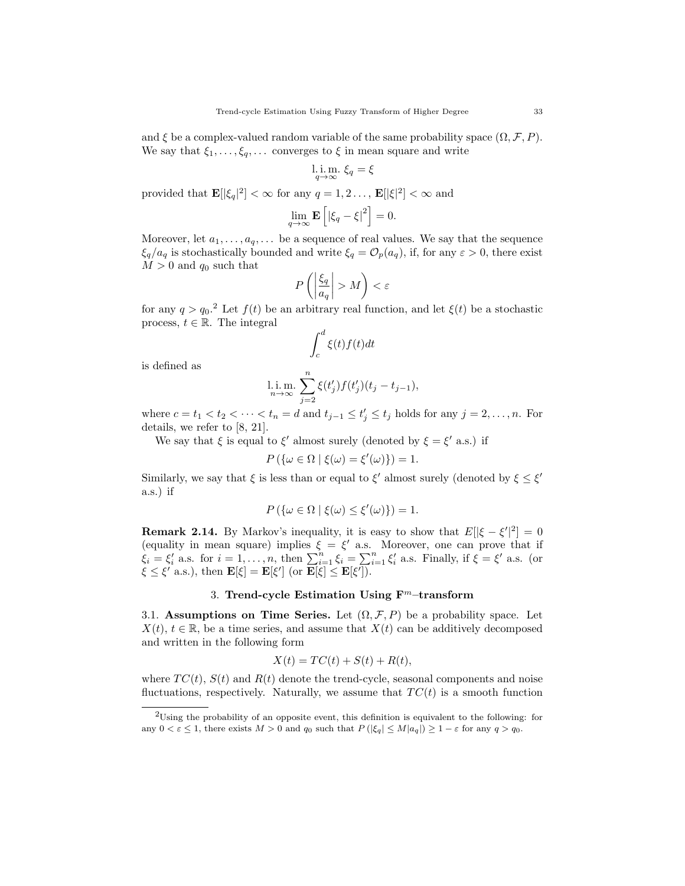and $\xi$ be a complex-valued random variable of the same probability space $(\Omega, \mathcal{F}, P)$. We say that $\xi_1, \dots, \xi_q, \dots$ converges to $\xi$ in mean square and write

$$\underset{q\to\infty}{\mathrm{l.i.m.}}\ \xi_q = \xi$$

provided that $\mathbf{E}[|\xi_q|^2] < \infty$ for any $q = 1, 2 \dots$, $\mathbf{E}[|\xi|^2] < \infty$ and

$$\lim_{q\to\infty} \mathbf{E}\left[|\xi_q - \xi|^2\right] = 0.$$

Moreover, let $a_1, \dots, a_q, \dots$ be a sequence of real values. We say that the sequence $\xi_q/a_q$ is stochastically bounded and write $\xi_q = \mathcal{O}_p(a_q)$, if, for any $\varepsilon > 0$, there exist $M > 0$ and $q_0$ such that

$$P\left(\left|\frac{\xi_q}{a_q}\right| > M\right) < \varepsilon$$

for any $q > q_0$.[2] Let $f(t)$ be an arbitrary real function, and let $\xi(t)$ be a stochastic process, $t \in \mathbb{R}$. The integral

$$\int_c^d \xi(t) f(t) dt$$

is defined as

$$\underset{n\to\infty}{\mathrm{l.i.m.}} \sum_{j=2}^{n} \xi(t'_j) f(t'_j)(t_j - t_{j-1}),$$

where $c = t_1 < t_2 < \dots < t_n = d$ and $t_{j-1} \le t'_j \le t_j$ holds for any $j = 2, \dots, n$. For details, we refer to [8, 21].

We say that $\xi$ is equal to $\xi'$ almost surely (denoted by $\xi = \xi'$ a.s.) if

$$P\left(\{\omega \in \Omega \mid \xi(\omega) = \xi'(\omega)\}\right) = 1.$$

Similarly, we say that $\xi$ is less than or equal to $\xi'$ almost surely (denoted by $\xi \le \xi'$ a.s.) if

$$P\left(\{\omega \in \Omega \mid \xi(\omega) \le \xi'(\omega)\}\right) = 1.$$

**Remark 2.14.** By Markov's inequality, it is easy to show that $E[|\xi - \xi'|^2] = 0$ (equality in mean square) implies $\xi = \xi'$ a.s. Moreover, one can prove that if $\xi_i = \xi'_i$ a.s. for $i = 1, \dots, n$, then $\sum_{i=1}^n \xi_i = \sum_{i=1}^n \xi'_i$ a.s. Finally, if $\xi = \xi'$ a.s. (or $\xi \le \xi'$ a.s.), then $\mathbf{E}[\xi] = \mathbf{E}[\xi']$ (or $\mathbf{E}[\xi] \le \mathbf{E}[\xi']$).

## 3. Trend-cycle Estimation Using $\mathbf{F}^m$–transform

3.1. **Assumptions on Time Series.** Let $(\Omega, \mathcal{F}, P)$ be a probability space. Let $X(t)$, $t \in \mathbb{R}$, be a time series, and assume that $X(t)$ can be additively decomposed and written in the following form

$$X(t) = TC(t) + S(t) + R(t),$$

where $TC(t)$, $S(t)$ and $R(t)$ denote the trend-cycle, seasonal components and noise fluctuations, respectively. Naturally, we assume that $TC(t)$ is a smooth function

---

[2] Using the probability of an opposite event, this definition is equivalent to the following: for any $0 < \varepsilon \le 1$, there exists $M > 0$ and $q_0$ such that $P\left(|\xi_q| \le M|a_q|\right) \ge 1 - \varepsilon$ for any $q > q_0$.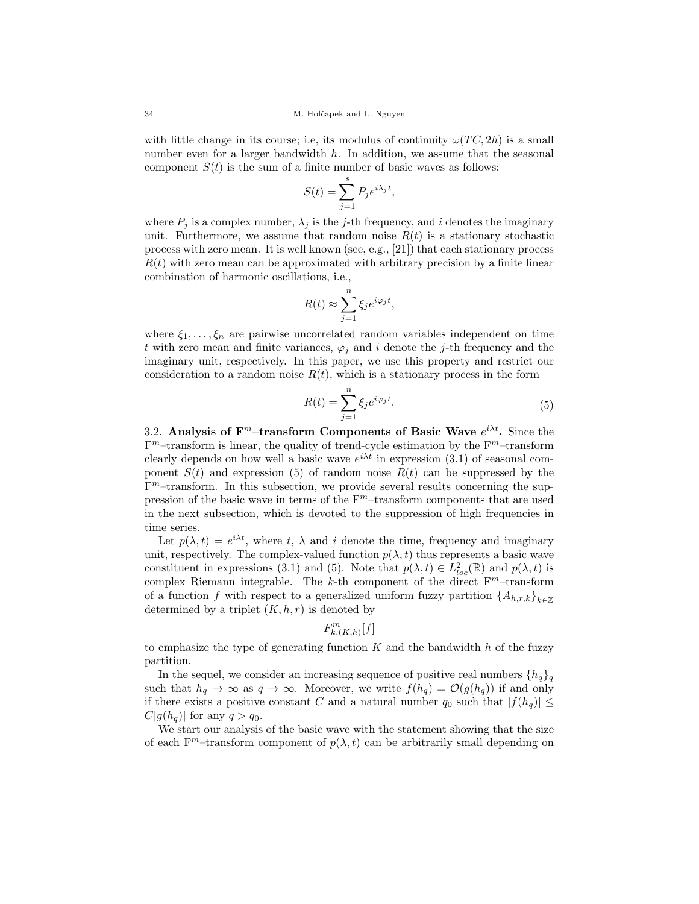with little change in its course; i.e, its modulus of continuity $\omega(TC, 2h)$ is a small number even for a larger bandwidth $h$. In addition, we assume that the seasonal component $S(t)$ is the sum of a finite number of basic waves as follows:

$$S(t) = \sum_{j=1}^{s} P_j e^{i\lambda_j t},$$

where $P_j$ is a complex number, $\lambda_j$ is the $j$-th frequency, and $i$ denotes the imaginary unit. Furthermore, we assume that random noise $R(t)$ is a stationary stochastic process with zero mean. It is well known (see, e.g., [21]) that each stationary process $R(t)$ with zero mean can be approximated with arbitrary precision by a finite linear combination of harmonic oscillations, i.e.,

$$R(t) \approx \sum_{j=1}^{n} \xi_j e^{i\varphi_j t},$$

where $\xi_1, \ldots, \xi_n$ are pairwise uncorrelated random variables independent on time $t$ with zero mean and finite variances, $\varphi_j$ and $i$ denote the $j$-th frequency and the imaginary unit, respectively. In this paper, we use this property and restrict our consideration to a random noise $R(t)$, which is a stationary process in the form

$$R(t) = \sum_{j=1}^{n} \xi_j e^{i\varphi_j t}. \tag{5}$$

### 3.2. Analysis of $\mathrm{F}^m$–transform Components of Basic Wave $e^{i\lambda t}$.

Since the $\mathrm{F}^m$–transform is linear, the quality of trend-cycle estimation by the $\mathrm{F}^m$–transform clearly depends on how well a basic wave $e^{i\lambda t}$ in expression (3.1) of seasonal component $S(t)$ and expression (5) of random noise $R(t)$ can be suppressed by the $\mathrm{F}^m$–transform. In this subsection, we provide several results concerning the suppression of the basic wave in terms of the $\mathrm{F}^m$–transform components that are used in the next subsection, which is devoted to the suppression of high frequencies in time series.

Let $p(\lambda, t) = e^{i\lambda t}$, where $t$, $\lambda$ and $i$ denote the time, frequency and imaginary unit, respectively. The complex-valued function $p(\lambda, t)$ thus represents a basic wave constituent in expressions (3.1) and (5). Note that $p(\lambda, t) \in L^2_{loc}(\mathbb{R})$ and $p(\lambda, t)$ is complex Riemann integrable. The $k$-th component of the direct $\mathrm{F}^m$–transform of a function $f$ with respect to a generalized uniform fuzzy partition $\{A_{h,r,k}\}_{k\in\mathbb{Z}}$ determined by a triplet $(K, h, r)$ is denoted by

$$F^m_{k,(K,h)}[f]$$

to emphasize the type of generating function $K$ and the bandwidth $h$ of the fuzzy partition.

In the sequel, we consider an increasing sequence of positive real numbers $\{h_q\}_q$ such that $h_q \to \infty$ as $q \to \infty$. Moreover, we write $f(h_q) = \mathcal{O}(g(h_q))$ if and only if there exists a positive constant $C$ and a natural number $q_0$ such that $|f(h_q)| \leq C|g(h_q)|$ for any $q > q_0$.

We start our analysis of the basic wave with the statement showing that the size of each $\mathrm{F}^m$–transform component of $p(\lambda, t)$ can be arbitrarily small depending on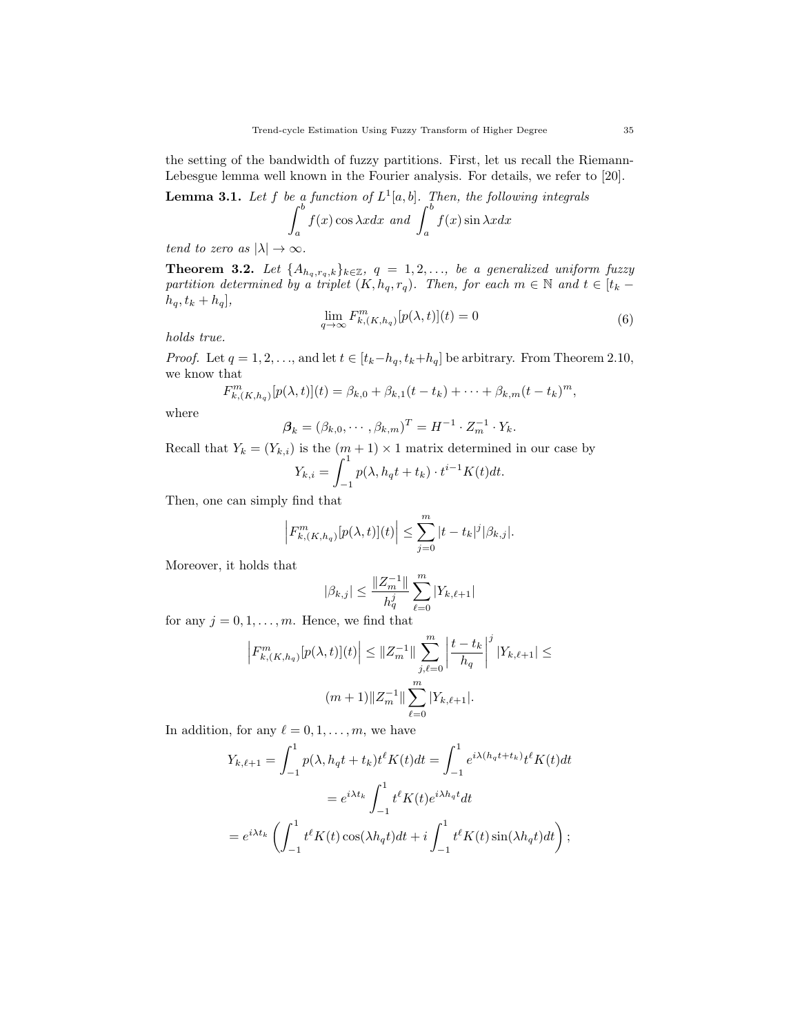the setting of the bandwidth of fuzzy partitions. First, let us recall the Riemann-Lebesgue lemma well known in the Fourier analysis. For details, we refer to [20].

**Lemma 3.1.** *Let $f$ be a function of $L^1[a,b]$. Then, the following integrals*

$$\int_a^b f(x)\cos\lambda x dx \text{ and } \int_a^b f(x)\sin\lambda x dx$$

*tend to zero as $|\lambda| \to \infty$.*

**Theorem 3.2.** *Let $\{A_{h_q,r_q,k}\}_{k\in\mathbb{Z}}$, $q = 1,2,\ldots$, be a generalized uniform fuzzy partition determined by a triplet $(K, h_q, r_q)$. Then, for each $m \in \mathbb{N}$ and $t \in [t_k - h_q, t_k + h_q]$,*

$$\lim_{q\to\infty} F^m_{k,(K,h_q)}[p(\lambda,t)](t) = 0 \tag{6}$$

*holds true.*

*Proof.* Let $q = 1,2,\ldots$, and let $t \in [t_k - h_q, t_k + h_q]$ be arbitrary. From Theorem 2.10, we know that

$$F^m_{k,(K,h_q)}[p(\lambda,t)](t) = \beta_{k,0} + \beta_{k,1}(t-t_k) + \cdots + \beta_{k,m}(t-t_k)^m,$$

where

$$\boldsymbol{\beta}_k = (\beta_{k,0},\cdots,\beta_{k,m})^T = H^{-1}\cdot Z_m^{-1}\cdot Y_k.$$

Recall that $Y_k = (Y_{k,i})$ is the $(m+1)\times 1$ matrix determined in our case by

$$Y_{k,i} = \int_{-1}^{1} p(\lambda, h_q t + t_k)\cdot t^{i-1}K(t)dt.$$

Then, one can simply find that

$$\left|F^m_{k,(K,h_q)}[p(\lambda,t)](t)\right| \le \sum_{j=0}^{m} |t-t_k|^j |\beta_{k,j}|.$$

Moreover, it holds that

$$|\beta_{k,j}| \le \frac{\|Z_m^{-1}\|}{h_q^j}\sum_{\ell=0}^{m}|Y_{k,\ell+1}|$$

for any $j = 0,1,\ldots,m$. Hence, we find that

$$\left|F^m_{k,(K,h_q)}[p(\lambda,t)](t)\right| \le \|Z_m^{-1}\|\sum_{j,\ell=0}^{m}\left|\frac{t-t_k}{h_q}\right|^j |Y_{k,\ell+1}| \le$$

$$(m+1)\|Z_m^{-1}\|\sum_{\ell=0}^{m}|Y_{k,\ell+1}|.$$

In addition, for any $\ell = 0,1,\ldots,m$, we have

$$Y_{k,\ell+1} = \int_{-1}^{1} p(\lambda, h_q t + t_k)t^\ell K(t)dt = \int_{-1}^{1} e^{i\lambda(h_q t + t_k)}t^\ell K(t)dt$$

$$= e^{i\lambda t_k}\int_{-1}^{1} t^\ell K(t)e^{i\lambda h_q t}dt$$

$$= e^{i\lambda t_k}\left(\int_{-1}^{1} t^\ell K(t)\cos(\lambda h_q t)dt + i\int_{-1}^{1} t^\ell K(t)\sin(\lambda h_q t)dt\right);$$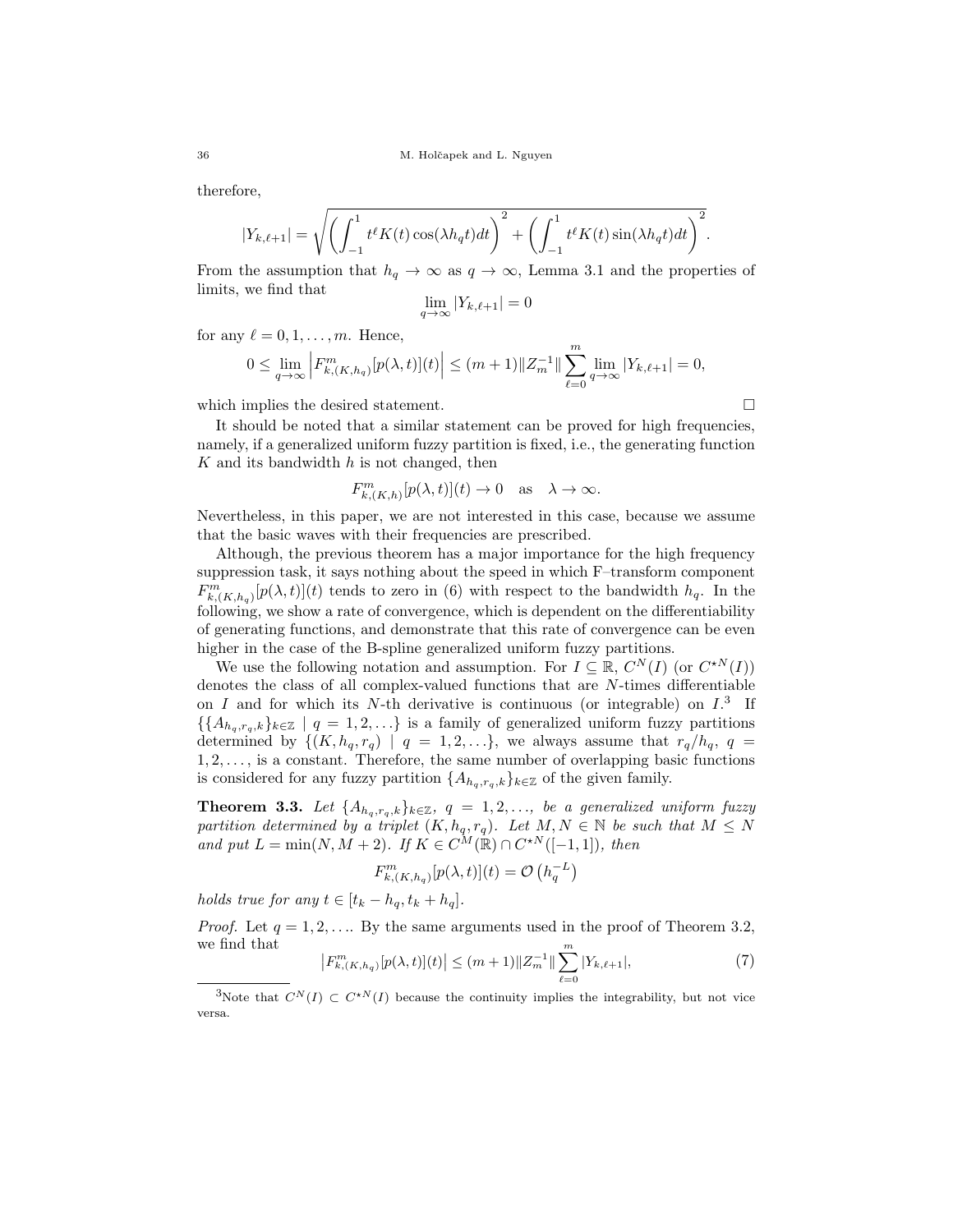therefore,

$$|Y_{k,\ell+1}| = \sqrt{\left(\int_{-1}^{1} t^\ell K(t)\cos(\lambda h_q t)dt\right)^2 + \left(\int_{-1}^{1} t^\ell K(t)\sin(\lambda h_q t)dt\right)^2}.$$

From the assumption that $h_q \to \infty$ as $q \to \infty$, Lemma 3.1 and the properties of limits, we find that

$$\lim_{q\to\infty} |Y_{k,\ell+1}| = 0$$

for any $\ell = 0, 1, \ldots, m$. Hence,

$$0 \leq \lim_{q\to\infty} \left| F^m_{k,(K,h_q)}[p(\lambda, t)](t) \right| \leq (m+1)\|Z_m^{-1}\| \sum_{\ell=0}^{m} \lim_{q\to\infty} |Y_{k,\ell+1}| = 0,$$

which implies the desired statement. □

It should be noted that a similar statement can be proved for high frequencies, namely, if a generalized uniform fuzzy partition is fixed, i.e., the generating function $K$ and its bandwidth $h$ is not changed, then

$$F^m_{k,(K,h)}[p(\lambda, t)](t) \to 0 \quad \text{as} \quad \lambda \to \infty.$$

Nevertheless, in this paper, we are not interested in this case, because we assume that the basic waves with their frequencies are prescribed.

Although, the previous theorem has a major importance for the high frequency suppression task, it says nothing about the speed in which F–transform component $F^m_{k,(K,h_q)}[p(\lambda, t)](t)$ tends to zero in (6) with respect to the bandwidth $h_q$. In the following, we show a rate of convergence, which is dependent on the differentiability of generating functions, and demonstrate that this rate of convergence can be even higher in the case of the B-spline generalized uniform fuzzy partitions.

We use the following notation and assumption. For $I \subseteq \mathbb{R}$, $C^N(I)$ (or $C^{\star N}(I)$) denotes the class of all complex-valued functions that are $N$-times differentiable on $I$ and for which its $N$-th derivative is continuous (or integrable) on $I$.[3] If $\{\{A_{h_q,r_q,k}\}_{k\in\mathbb{Z}} \mid q = 1, 2, \ldots\}$ is a family of generalized uniform fuzzy partitions determined by $\{(K, h_q, r_q) \mid q = 1, 2, \ldots\}$, we always assume that $r_q/h_q$, $q = 1, 2, \ldots$, is a constant. Therefore, the same number of overlapping basic functions is considered for any fuzzy partition $\{A_{h_q,r_q,k}\}_{k\in\mathbb{Z}}$ of the given family.

**Theorem 3.3.** *Let $\{A_{h_q,r_q,k}\}_{k\in\mathbb{Z}}$, $q = 1, 2, \ldots$, be a generalized uniform fuzzy partition determined by a triplet $(K, h_q, r_q)$. Let $M, N \in \mathbb{N}$ be such that $M \leq N$ and put $L = \min(N, M + 2)$. If $K \in C^M(\mathbb{R}) \cap C^{\star N}([-1, 1])$, then*

$$F^m_{k,(K,h_q)}[p(\lambda, t)](t) = \mathcal{O}\left(h_q^{-L}\right)$$

*holds true for any $t \in [t_k - h_q, t_k + h_q]$.*

*Proof.* Let $q = 1, 2, \ldots$. By the same arguments used in the proof of Theorem 3.2, we find that

$$\left| F^m_{k,(K,h_q)}[p(\lambda, t)](t) \right| \leq (m+1)\|Z_m^{-1}\| \sum_{\ell=0}^{m} |Y_{k,\ell+1}|, \tag{7}$$

[3] Note that $C^N(I) \subset C^{\star N}(I)$ because the continuity implies the integrability, but not vice versa.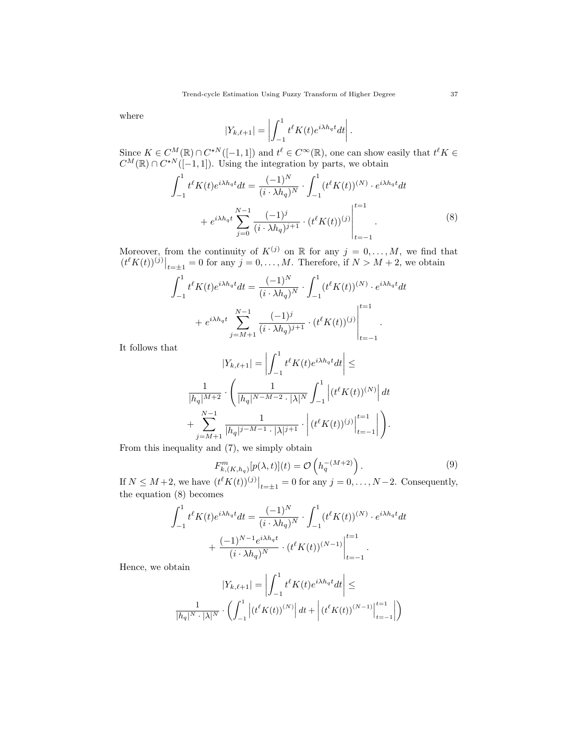where

$$|Y_{k,\ell+1}| = \left| \int_{-1}^{1} t^\ell K(t) e^{i\lambda h_q t} dt \right|.$$

Since $K \in C^M(\mathbb{R}) \cap C^{\star N}([-1,1])$ and $t^\ell \in C^\infty(\mathbb{R})$, one can show easily that $t^\ell K \in C^M(\mathbb{R}) \cap C^{\star N}([-1,1])$. Using the integration by parts, we obtain

$$\int_{-1}^{1} t^\ell K(t) e^{i\lambda h_q t} dt = \frac{(-1)^N}{(i \cdot \lambda h_q)^N} \cdot \int_{-1}^{1} (t^\ell K(t))^{(N)} \cdot e^{i\lambda h_q t} dt + e^{i\lambda h_q t} \sum_{j=0}^{N-1} \frac{(-1)^j}{(i \cdot \lambda h_q)^{j+1}} \cdot (t^\ell K(t))^{(j)} \Bigg|_{t=-1}^{t=1}. \tag{8}$$

Moreover, from the continuity of $K^{(j)}$ on $\mathbb{R}$ for any $j = 0, \ldots, M$, we find that $(t^\ell K(t))^{(j)}\big|_{t=\pm 1} = 0$ for any $j = 0, \ldots, M$. Therefore, if $N > M+2$, we obtain

$$\int_{-1}^{1} t^\ell K(t) e^{i\lambda h_q t} dt = \frac{(-1)^N}{(i \cdot \lambda h_q)^N} \cdot \int_{-1}^{1} (t^\ell K(t))^{(N)} \cdot e^{i\lambda h_q t} dt + e^{i\lambda h_q t} \sum_{j=M+1}^{N-1} \frac{(-1)^j}{(i \cdot \lambda h_q)^{j+1}} \cdot (t^\ell K(t))^{(j)} \Bigg|_{t=-1}^{t=1}.$$

It follows that

$$|Y_{k,\ell+1}| = \left| \int_{-1}^{1} t^\ell K(t) e^{i\lambda h_q t} dt \right| \leq$$

$$\frac{1}{|h_q|^{M+2}} \cdot \left( \frac{1}{|h_q|^{N-M-2} \cdot |\lambda|^N} \int_{-1}^{1} \left| (t^\ell K(t))^{(N)} \right| dt + \sum_{j=M+1}^{N-1} \frac{1}{|h_q|^{j-M-1} \cdot |\lambda|^{j+1}} \cdot \left| (t^\ell K(t))^{(j)} \Big|_{t=-1}^{t=1} \right| \right).$$

From this inequality and (7), we simply obtain

$$F^m_{k,(K,h_q)}[p(\lambda,t)](t) = \mathcal{O}\left(h_q^{-(M+2)}\right). \tag{9}$$

If $N \leq M+2$, we have $(t^\ell K(t))^{(j)}\big|_{t=\pm 1} = 0$ for any $j = 0, \ldots, N-2$. Consequently, the equation (8) becomes

$$\int_{-1}^{1} t^\ell K(t) e^{i\lambda h_q t} dt = \frac{(-1)^N}{(i \cdot \lambda h_q)^N} \cdot \int_{-1}^{1} (t^\ell K(t))^{(N)} \cdot e^{i\lambda h_q t} dt + \frac{(-1)^{N-1} e^{i\lambda h_q t}}{(i \cdot \lambda h_q)^N} \cdot (t^\ell K(t))^{(N-1)} \Bigg|_{t=-1}^{t=1}.$$

Hence, we obtain

$$|Y_{k,\ell+1}| = \left| \int_{-1}^{1} t^\ell K(t) e^{i\lambda h_q t} dt \right| \leq$$

$$\frac{1}{|h_q|^N \cdot |\lambda|^N} \cdot \left( \int_{-1}^{1} \left| (t^\ell K(t))^{(N)} \right| dt + \left| (t^\ell K(t))^{(N-1)} \Big|_{t=-1}^{t=1} \right| \right)$$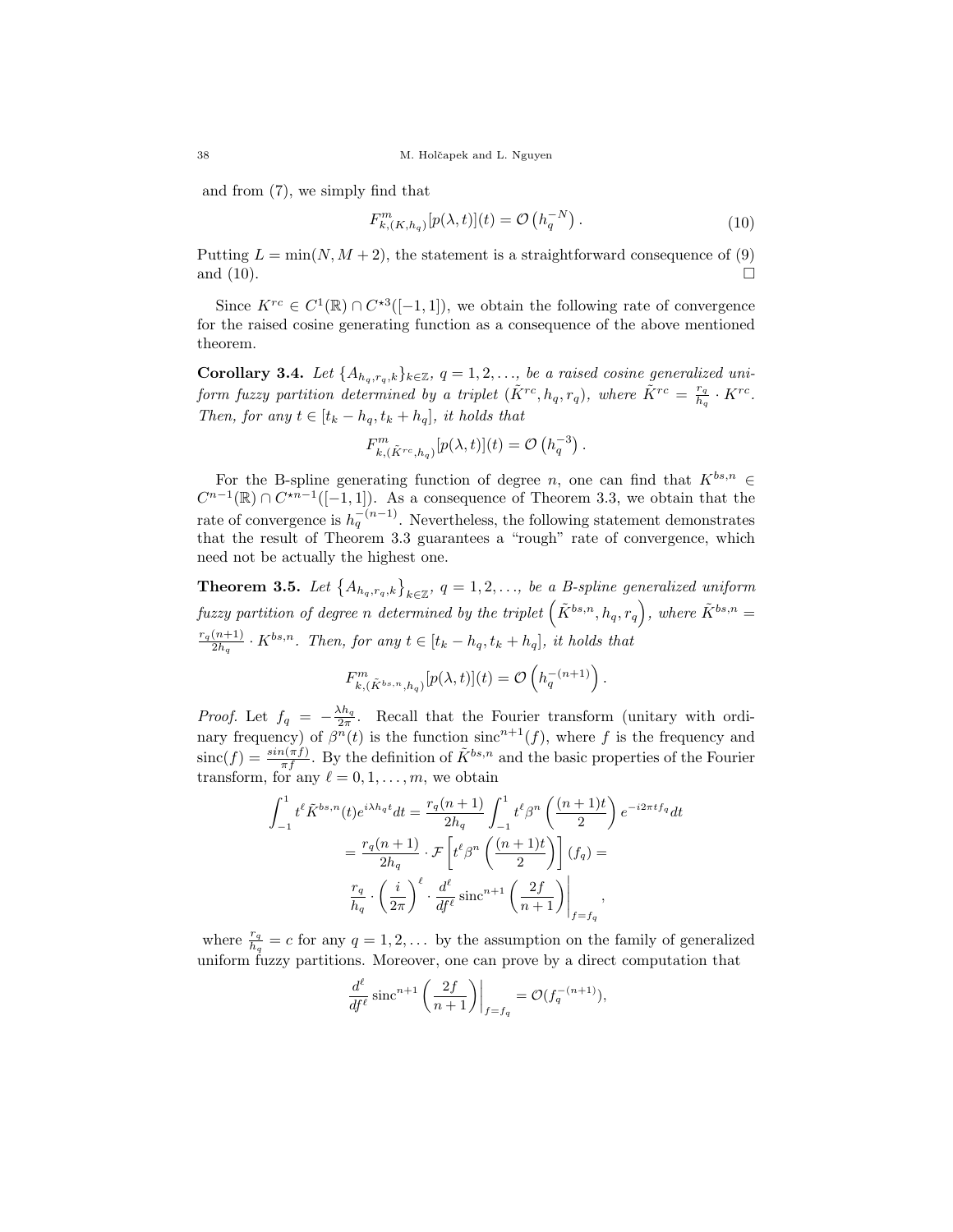and from (7), we simply find that

$$F^m_{k,(K,h_q)}[p(\lambda,t)](t) = \mathcal{O}\left(h_q^{-N}\right). \tag{10}$$

Putting $L = \min(N, M+2)$, the statement is a straightforward consequence of (9) and (10). $\square$

Since $K^{rc} \in C^1(\mathbb{R}) \cap C^{\star 3}([-1,1])$, we obtain the following rate of convergence for the raised cosine generating function as a consequence of the above mentioned theorem.

**Corollary 3.4.** *Let $\{A_{h_q,r_q,k}\}_{k\in\mathbb{Z}}$, $q = 1,2,\ldots$, be a raised cosine generalized uniform fuzzy partition determined by a triplet $(\tilde{K}^{rc}, h_q, r_q)$, where $\tilde{K}^{rc} = \frac{r_q}{h_q} \cdot K^{rc}$. Then, for any $t \in [t_k - h_q, t_k + h_q]$, it holds that*

$$F^m_{k,(\tilde{K}^{rc},h_q)}[p(\lambda,t)](t) = \mathcal{O}\left(h_q^{-3}\right).$$

For the B-spline generating function of degree $n$, one can find that $K^{bs,n} \in C^{n-1}(\mathbb{R}) \cap C^{\star n-1}([-1,1])$. As a consequence of Theorem 3.3, we obtain that the rate of convergence is $h_q^{-(n-1)}$. Nevertheless, the following statement demonstrates that the result of Theorem 3.3 guarantees a "rough" rate of convergence, which need not be actually the highest one.

**Theorem 3.5.** *Let $\left\{A_{h_q,r_q,k}\right\}_{k\in\mathbb{Z}}$, $q = 1,2,\ldots$, be a B-spline generalized uniform fuzzy partition of degree $n$ determined by the triplet $\left(\tilde{K}^{bs,n}, h_q, r_q\right)$, where $\tilde{K}^{bs,n} = \frac{r_q(n+1)}{2h_q} \cdot K^{bs,n}$. Then, for any $t \in [t_k - h_q, t_k + h_q]$, it holds that*

$$F^m_{k,(\tilde{K}^{bs,n},h_q)}[p(\lambda,t)](t) = \mathcal{O}\left(h_q^{-(n+1)}\right).$$

*Proof.* Let $f_q = -\frac{\lambda h_q}{2\pi}$. Recall that the Fourier transform (unitary with ordinary frequency) of $\beta^n(t)$ is the function $\operatorname{sinc}^{n+1}(f)$, where $f$ is the frequency and $\operatorname{sinc}(f) = \frac{\sin(\pi f)}{\pi f}$. By the definition of $\tilde{K}^{bs,n}$ and the basic properties of the Fourier transform, for any $\ell = 0,1,\ldots,m$, we obtain

$$\begin{aligned}
\int_{-1}^{1} t^\ell \tilde{K}^{bs,n}(t) e^{i\lambda h_q t} dt &= \frac{r_q(n+1)}{2h_q} \int_{-1}^{1} t^\ell \beta^n\left(\frac{(n+1)t}{2}\right) e^{-i2\pi t f_q} dt \\
&= \frac{r_q(n+1)}{2h_q} \cdot \mathcal{F}\left[t^\ell \beta^n\left(\frac{(n+1)t}{2}\right)\right](f_q) = \\
&\frac{r_q}{h_q} \cdot \left(\frac{i}{2\pi}\right)^\ell \cdot \frac{d^\ell}{df^\ell} \operatorname{sinc}^{n+1}\left(\frac{2f}{n+1}\right)\bigg|_{f=f_q},
\end{aligned}$$

where $\frac{r_q}{h_q} = c$ for any $q = 1,2,\ldots$ by the assumption on the family of generalized uniform fuzzy partitions. Moreover, one can prove by a direct computation that

$$\frac{d^\ell}{df^\ell} \operatorname{sinc}^{n+1}\left(\frac{2f}{n+1}\right)\bigg|_{f=f_q} = \mathcal{O}(f_q^{-(n+1)}),$$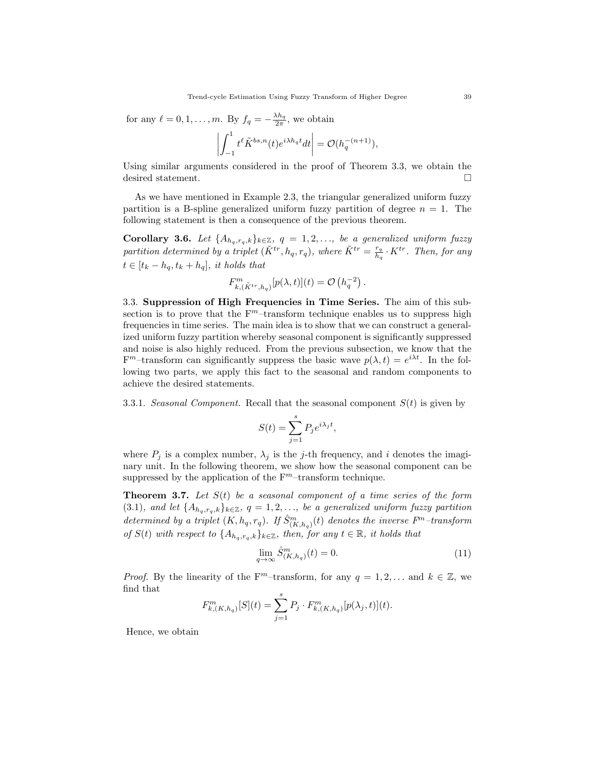for any $\ell = 0, 1, \ldots, m$. By $f_q = -\frac{\lambda h_q}{2\pi}$, we obtain

$$\left| \int_{-1}^{1} t^{\ell} \tilde{K}^{bs,n}(t) e^{i\lambda h_q t} dt \right| = \mathcal{O}(h_q^{-(n+1)}),$$

Using similar arguments considered in the proof of Theorem 3.3, we obtain the desired statement. □

As we have mentioned in Example 2.3, the triangular generalized uniform fuzzy partition is a B-spline generalized uniform fuzzy partition of degree $n = 1$. The following statement is then a consequence of the previous theorem.

**Corollary 3.6.** *Let $\{A_{h_q,r_q,k}\}_{k\in\mathbb{Z}}$, $q = 1, 2, \ldots$, be a generalized uniform fuzzy partition determined by a triplet $(\tilde{K}^{tr}, h_q, r_q)$, where $\tilde{K}^{tr} = \frac{r_q}{h_q} \cdot K^{tr}$. Then, for any $t \in [t_k - h_q, t_k + h_q]$, it holds that*

$$F^{m}_{k,(\tilde{K}^{tr},h_q)}[p(\lambda, t)](t) = \mathcal{O}\left(h_q^{-2}\right).$$

3.3. **Suppression of High Frequencies in Time Series.** The aim of this subsection is to prove that the $\mathrm{F}^m$–transform technique enables us to suppress high frequencies in time series. The main idea is to show that we can construct a generalized uniform fuzzy partition whereby seasonal component is significantly suppressed and noise is also highly reduced. From the previous subsection, we know that the $\mathrm{F}^m$–transform can significantly suppress the basic wave $p(\lambda, t) = e^{i\lambda t}$. In the following two parts, we apply this fact to the seasonal and random components to achieve the desired statements.

3.3.1. *Seasonal Component.* Recall that the seasonal component $S(t)$ is given by

$$S(t) = \sum_{j=1}^{s} P_j e^{i\lambda_j t},$$

where $P_j$ is a complex number, $\lambda_j$ is the $j$-th frequency, and $i$ denotes the imaginary unit. In the following theorem, we show how the seasonal component can be suppressed by the application of the $\mathrm{F}^m$–transform technique.

**Theorem 3.7.** *Let $S(t)$ be a seasonal component of a time series of the form (3.1), and let $\{A_{h_q,r_q,k}\}_{k\in\mathbb{Z}}$, $q = 1, 2, \ldots$, be a generalized uniform fuzzy partition determined by a triplet $(K, h_q, r_q)$. If $\hat{S}^{m}_{(K,h_q)}(t)$ denotes the inverse $\mathrm{F}^m$–transform of $S(t)$ with respect to $\{A_{h_q,r_q,k}\}_{k\in\mathbb{Z}}$, then, for any $t \in \mathbb{R}$, it holds that*

$$\lim_{q\to\infty} \hat{S}^{m}_{(K,h_q)}(t) = 0. \tag{11}$$

*Proof.* By the linearity of the $\mathrm{F}^m$–transform, for any $q = 1, 2, \ldots$ and $k \in \mathbb{Z}$, we find that

$$F^{m}_{k,(K,h_q)}[S](t) = \sum_{j=1}^{s} P_j \cdot F^{m}_{k,(K,h_q)}[p(\lambda_j, t)](t).$$

Hence, we obtain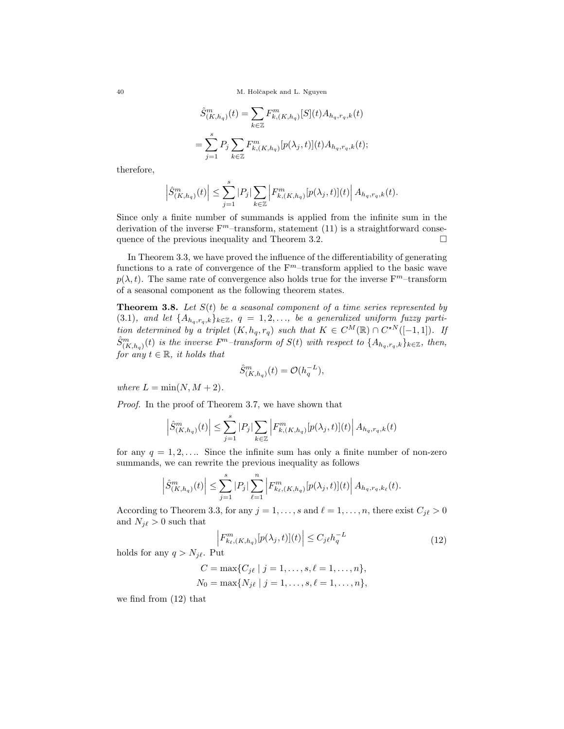$$\hat{S}^m_{(K,h_q)}(t) = \sum_{k\in\mathbb{Z}} F^m_{k,(K,h_q)}[S](t) A_{h_q,r_q,k}(t)$$

$$= \sum_{j=1}^{s} P_j \sum_{k\in\mathbb{Z}} F^m_{k,(K,h_q)}[p(\lambda_j,t)](t) A_{h_q,r_q,k}(t);$$

therefore,

$$\left|\hat{S}^m_{(K,h_q)}(t)\right| \le \sum_{j=1}^{s} |P_j| \sum_{k\in\mathbb{Z}} \left|F^m_{k,(K,h_q)}[p(\lambda_j,t)](t)\right| A_{h_q,r_q,k}(t).$$

Since only a finite number of summands is applied from the infinite sum in the derivation of the inverse F$^m$–transform, statement (11) is a straightforward consequence of the previous inequality and Theorem 3.2. □

In Theorem 3.3, we have proved the influence of the differentiability of generating functions to a rate of convergence of the F$^m$–transform applied to the basic wave $p(\lambda, t)$. The same rate of convergence also holds true for the inverse F$^m$–transform of a seasonal component as the following theorem states.

**Theorem 3.8.** *Let $S(t)$ be a seasonal component of a time series represented by (3.1), and let $\{A_{h_q,r_q,k}\}_{k\in\mathbb{Z}}$, $q = 1, 2, \ldots$, be a generalized uniform fuzzy partition determined by a triplet $(K, h_q, r_q)$ such that $K \in C^M(\mathbb{R}) \cap C^{\star N}([-1, 1])$. If $\hat{S}^m_{(K,h_q)}(t)$ is the inverse F$^m$–transform of $S(t)$ with respect to $\{A_{h_q,r_q,k}\}_{k\in\mathbb{Z}}$, then, for any $t \in \mathbb{R}$, it holds that*

$$\hat{S}^m_{(K,h_q)}(t) = \mathcal{O}(h_q^{-L}),$$

*where $L = \min(N, M + 2)$.*

*Proof.* In the proof of Theorem 3.7, we have shown that

$$\left|\hat{S}^m_{(K,h_q)}(t)\right| \le \sum_{j=1}^{s} |P_j| \sum_{k\in\mathbb{Z}} \left|F^m_{k,(K,h_q)}[p(\lambda_j,t)](t)\right| A_{h_q,r_q,k}(t)$$

for any $q = 1, 2, \ldots$. Since the infinite sum has only a finite number of non-zero summands, we can rewrite the previous inequality as follows

$$\left|\hat{S}^m_{(K,h_q)}(t)\right| \le \sum_{j=1}^{s} |P_j| \sum_{\ell=1}^{n} \left|F^m_{k_\ell,(K,h_q)}[p(\lambda_j,t)](t)\right| A_{h_q,r_q,k_\ell}(t).$$

According to Theorem 3.3, for any $j = 1, \ldots, s$ and $\ell = 1, \ldots, n$, there exist $C_{j\ell} > 0$ and $N_{j\ell} > 0$ such that

$$\left|F^m_{k_\ell,(K,h_q)}[p(\lambda_j,t)](t)\right| \le C_{j\ell} h_q^{-L} \tag{12}$$

holds for any $q > N_{j\ell}$. Put

$$C = \max\{C_{j\ell} \mid j = 1, \ldots, s, \ell = 1, \ldots, n\},$$
$$N_0 = \max\{N_{j\ell} \mid j = 1, \ldots, s, \ell = 1, \ldots, n\},$$

we find from (12) that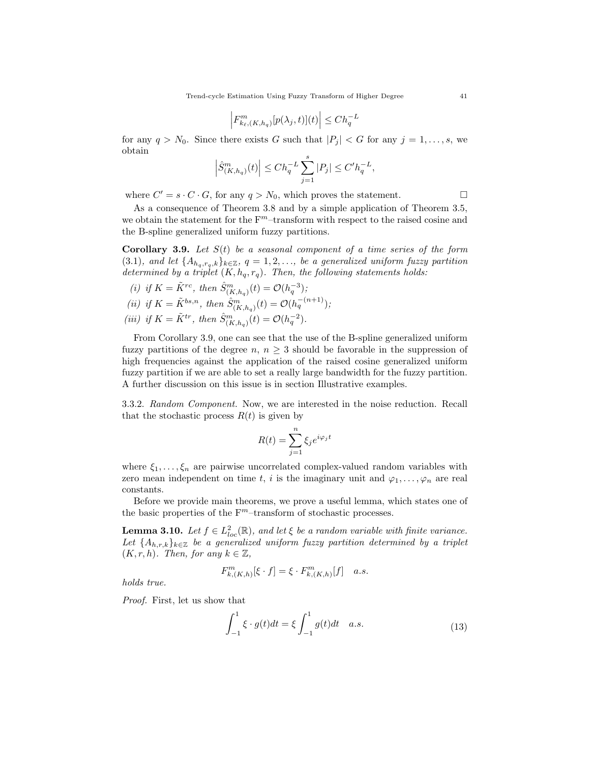$$\left| F^m_{k_\ell,(K,h_q)}[p(\lambda_j,t)](t) \right| \le C h_q^{-L}$$

for any $q > N_0$. Since there exists $G$ such that $|P_j| < G$ for any $j = 1,\ldots,s$, we obtain

$$\left| \hat{S}^m_{(K,h_q)}(t) \right| \le C h_q^{-L} \sum_{j=1}^{s} |P_j| \le C' h_q^{-L},$$

where $C' = s \cdot C \cdot G$, for any $q > N_0$, which proves the statement. $\square$

As a consequence of Theorem 3.8 and by a simple application of Theorem 3.5, we obtain the statement for the $\mathrm{F}^m$–transform with respect to the raised cosine and the B-spline generalized uniform fuzzy partitions.

**Corollary 3.9.** *Let $S(t)$ be a seasonal component of a time series of the form (3.1), and let $\{A_{h_q,r_q,k}\}_{k\in\mathbb{Z}}$, $q = 1,2,\ldots$, be a generalized uniform fuzzy partition determined by a triplet $(K,h_q,r_q)$. Then, the following statements holds:*

*(i) if $K = \tilde{K}^{rc}$, then $\hat{S}^m_{(K,h_q)}(t) = \mathcal{O}(h_q^{-3})$;*

*(ii) if $K = \tilde{K}^{bs,n}$, then $\hat{S}^m_{(K,h_q)}(t) = \mathcal{O}(h_q^{-(n+1)})$;*

*(iii) if $K = \tilde{K}^{tr}$, then $\hat{S}^m_{(K,h_q)}(t) = \mathcal{O}(h_q^{-2})$.*

From Corollary 3.9, one can see that the use of the B-spline generalized uniform fuzzy partitions of the degree $n$, $n \ge 3$ should be favorable in the suppression of high frequencies against the application of the raised cosine generalized uniform fuzzy partition if we are able to set a really large bandwidth for the fuzzy partition. A further discussion on this issue is in section Illustrative examples.

3.3.2. *Random Component.* Now, we are interested in the noise reduction. Recall that the stochastic process $R(t)$ is given by

$$R(t) = \sum_{j=1}^{n} \xi_j e^{i\varphi_j t}$$

where $\xi_1,\ldots,\xi_n$ are pairwise uncorrelated complex-valued random variables with zero mean independent on time $t$, $i$ is the imaginary unit and $\varphi_1,\ldots,\varphi_n$ are real constants.

Before we provide main theorems, we prove a useful lemma, which states one of the basic properties of the $\mathrm{F}^m$–transform of stochastic processes.

**Lemma 3.10.** *Let $f \in L^2_{loc}(\mathbb{R})$, and let $\xi$ be a random variable with finite variance. Let $\{A_{h,r,k}\}_{k\in\mathbb{Z}}$ be a generalized uniform fuzzy partition determined by a triplet $(K,r,h)$. Then, for any $k \in \mathbb{Z}$,*

$$F^m_{k,(K,h)}[\xi \cdot f] = \xi \cdot F^m_{k,(K,h)}[f] \quad a.s.$$

*holds true.*

*Proof.* First, let us show that

$$\int_{-1}^{1} \xi \cdot g(t)dt = \xi \int_{-1}^{1} g(t)dt \quad a.s. \tag{13}$$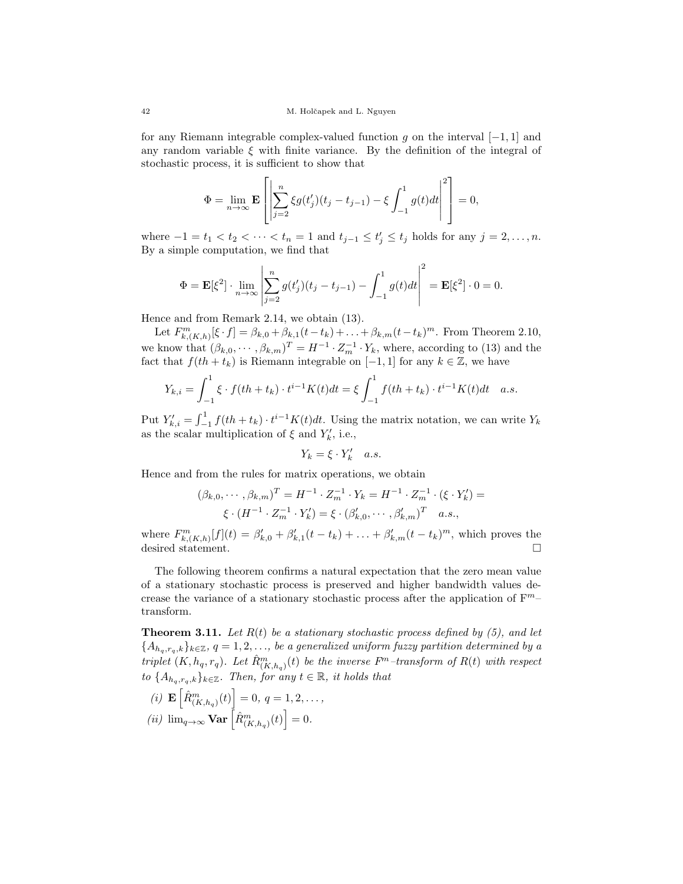for any Riemann integrable complex-valued function $g$ on the interval $[-1,1]$ and any random variable $\xi$ with finite variance. By the definition of the integral of stochastic process, it is sufficient to show that

$$\Phi = \lim_{n\to\infty} \mathbf{E}\left[\left|\sum_{j=2}^{n} \xi g(t'_j)(t_j - t_{j-1}) - \xi \int_{-1}^{1} g(t)dt\right|^2\right] = 0,$$

where $-1 = t_1 < t_2 < \cdots < t_n = 1$ and $t_{j-1} \leq t'_j \leq t_j$ holds for any $j = 2, \ldots, n$. By a simple computation, we find that

$$\Phi = \mathbf{E}[\xi^2] \cdot \lim_{n\to\infty} \left|\sum_{j=2}^{n} g(t'_j)(t_j - t_{j-1}) - \int_{-1}^{1} g(t)dt\right|^2 = \mathbf{E}[\xi^2] \cdot 0 = 0.$$

Hence and from Remark 2.14, we obtain (13).

Let $F^m_{k,(K,h)}[\xi \cdot f] = \beta_{k,0} + \beta_{k,1}(t-t_k) + \ldots + \beta_{k,m}(t-t_k)^m$. From Theorem 2.10, we know that $(\beta_{k,0}, \cdots, \beta_{k,m})^T = H^{-1} \cdot Z_m^{-1} \cdot Y_k$, where, according to (13) and the fact that $f(th + t_k)$ is Riemann integrable on $[-1,1]$ for any $k \in \mathbb{Z}$, we have

$$Y_{k,i} = \int_{-1}^{1} \xi \cdot f(th + t_k) \cdot t^{i-1} K(t)dt = \xi \int_{-1}^{1} f(th + t_k) \cdot t^{i-1} K(t)dt \quad a.s.$$

Put $Y'_{k,i} = \int_{-1}^{1} f(th + t_k) \cdot t^{i-1} K(t)dt$. Using the matrix notation, we can write $Y_k$ as the scalar multiplication of $\xi$ and $Y'_k$, i.e.,

$$Y_k = \xi \cdot Y'_k \quad a.s.$$

Hence and from the rules for matrix operations, we obtain

$$(\beta_{k,0}, \cdots, \beta_{k,m})^T = H^{-1} \cdot Z_m^{-1} \cdot Y_k = H^{-1} \cdot Z_m^{-1} \cdot (\xi \cdot Y'_k) =$$
$$\xi \cdot (H^{-1} \cdot Z_m^{-1} \cdot Y'_k) = \xi \cdot (\beta'_{k,0}, \cdots, \beta'_{k,m})^T \quad a.s.,$$

where $F^m_{k,(K,h)}[f](t) = \beta'_{k,0} + \beta'_{k,1}(t-t_k) + \ldots + \beta'_{k,m}(t-t_k)^m$, which proves the desired statement. □

The following theorem confirms a natural expectation that the zero mean value of a stationary stochastic process is preserved and higher bandwidth values decrease the variance of a stationary stochastic process after the application of $\mathrm{F}^m$–transform.

**Theorem 3.11.** *Let $R(t)$ be a stationary stochastic process defined by (5), and let $\{A_{h_q,r_q,k}\}_{k\in\mathbb{Z}}$, $q = 1, 2, \ldots$, be a generalized uniform fuzzy partition determined by a triplet $(K, h_q, r_q)$. Let $\hat{R}^m_{(K,h_q)}(t)$ be the inverse $F^m$–transform of $R(t)$ with respect to $\{A_{h_q,r_q,k}\}_{k\in\mathbb{Z}}$. Then, for any $t \in \mathbb{R}$, it holds that*

*(i)* $\mathbf{E}\left[\hat{R}^m_{(K,h_q)}(t)\right] = 0$, $q = 1, 2, \ldots,$

*(ii)* $\lim_{q\to\infty} \mathbf{Var}\left[\hat{R}^m_{(K,h_q)}(t)\right] = 0.$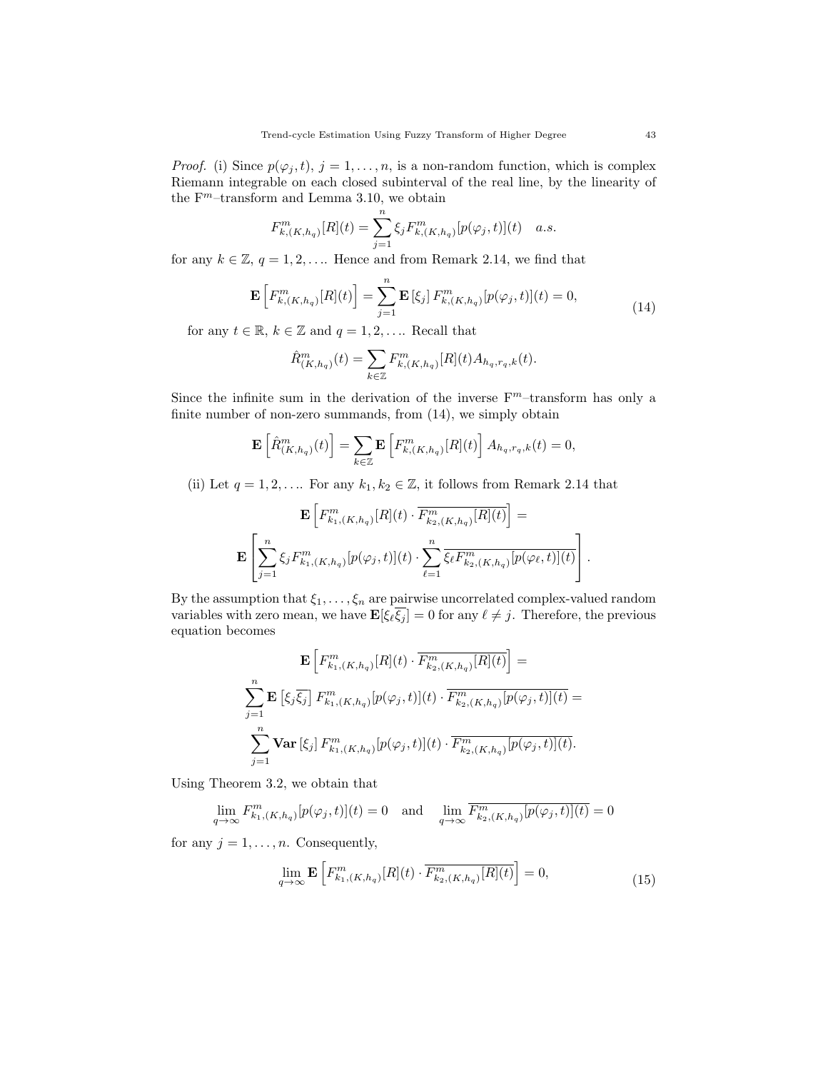*Proof.* (i) Since $p(\varphi_j, t)$, $j = 1, \ldots, n$, is a non-random function, which is complex Riemann integrable on each closed subinterval of the real line, by the linearity of the $\mathrm{F}^m$–transform and Lemma 3.10, we obtain

$$F^m_{k,(K,h_q)}[R](t) = \sum_{j=1}^{n} \xi_j F^m_{k,(K,h_q)}[p(\varphi_j, t)](t) \quad a.s.$$

for any $k \in \mathbb{Z}$, $q = 1, 2, \ldots$. Hence and from Remark 2.14, we find that

$$\mathbf{E}\left[F^m_{k,(K,h_q)}[R](t)\right] = \sum_{j=1}^{n} \mathbf{E}\left[\xi_j\right] F^m_{k,(K,h_q)}[p(\varphi_j, t)](t) = 0, \tag{14}$$

for any $t \in \mathbb{R}$, $k \in \mathbb{Z}$ and $q = 1, 2, \ldots$. Recall that

$$\hat{R}^m_{(K,h_q)}(t) = \sum_{k \in \mathbb{Z}} F^m_{k,(K,h_q)}[R](t) A_{h_q,r_q,k}(t).$$

Since the infinite sum in the derivation of the inverse $\mathrm{F}^m$–transform has only a finite number of non-zero summands, from (14), we simply obtain

$$\mathbf{E}\left[\hat{R}^m_{(K,h_q)}(t)\right] = \sum_{k \in \mathbb{Z}} \mathbf{E}\left[F^m_{k,(K,h_q)}[R](t)\right] A_{h_q,r_q,k}(t) = 0,$$

(ii) Let $q = 1, 2, \ldots$. For any $k_1, k_2 \in \mathbb{Z}$, it follows from Remark 2.14 that

$$\mathbf{E}\left[F^m_{k_1,(K,h_q)}[R](t) \cdot \overline{F^m_{k_2,(K,h_q)}[R](t)}\right] =$$

$$\mathbf{E}\left[\sum_{j=1}^{n} \xi_j F^m_{k_1,(K,h_q)}[p(\varphi_j, t)](t) \cdot \sum_{\ell=1}^{n} \overline{\xi_\ell F^m_{k_2,(K,h_q)}[p(\varphi_\ell, t)](t)}\right].$$

By the assumption that $\xi_1, \ldots, \xi_n$ are pairwise uncorrelated complex-valued random variables with zero mean, we have $\mathbf{E}[\xi_\ell \overline{\xi_j}] = 0$ for any $\ell \neq j$. Therefore, the previous equation becomes

$$\mathbf{E}\left[F^m_{k_1,(K,h_q)}[R](t) \cdot \overline{F^m_{k_2,(K,h_q)}[R](t)}\right] =$$

$$\sum_{j=1}^{n} \mathbf{E}\left[\xi_j \overline{\xi_j}\right] F^m_{k_1,(K,h_q)}[p(\varphi_j, t)](t) \cdot \overline{F^m_{k_2,(K,h_q)}[p(\varphi_j, t)](t)} =$$

$$\sum_{j=1}^{n} \mathbf{Var}\left[\xi_j\right] F^m_{k_1,(K,h_q)}[p(\varphi_j, t)](t) \cdot \overline{F^m_{k_2,(K,h_q)}[p(\varphi_j, t)](t)}.$$

Using Theorem 3.2, we obtain that

$$\lim_{q \to \infty} F^m_{k_1,(K,h_q)}[p(\varphi_j, t)](t) = 0 \quad \text{and} \quad \lim_{q \to \infty} \overline{F^m_{k_2,(K,h_q)}[p(\varphi_j, t)](t)} = 0$$

for any $j = 1, \ldots, n$. Consequently,

$$\lim_{q \to \infty} \mathbf{E}\left[F^m_{k_1,(K,h_q)}[R](t) \cdot \overline{F^m_{k_2,(K,h_q)}[R](t)}\right] = 0, \tag{15}$$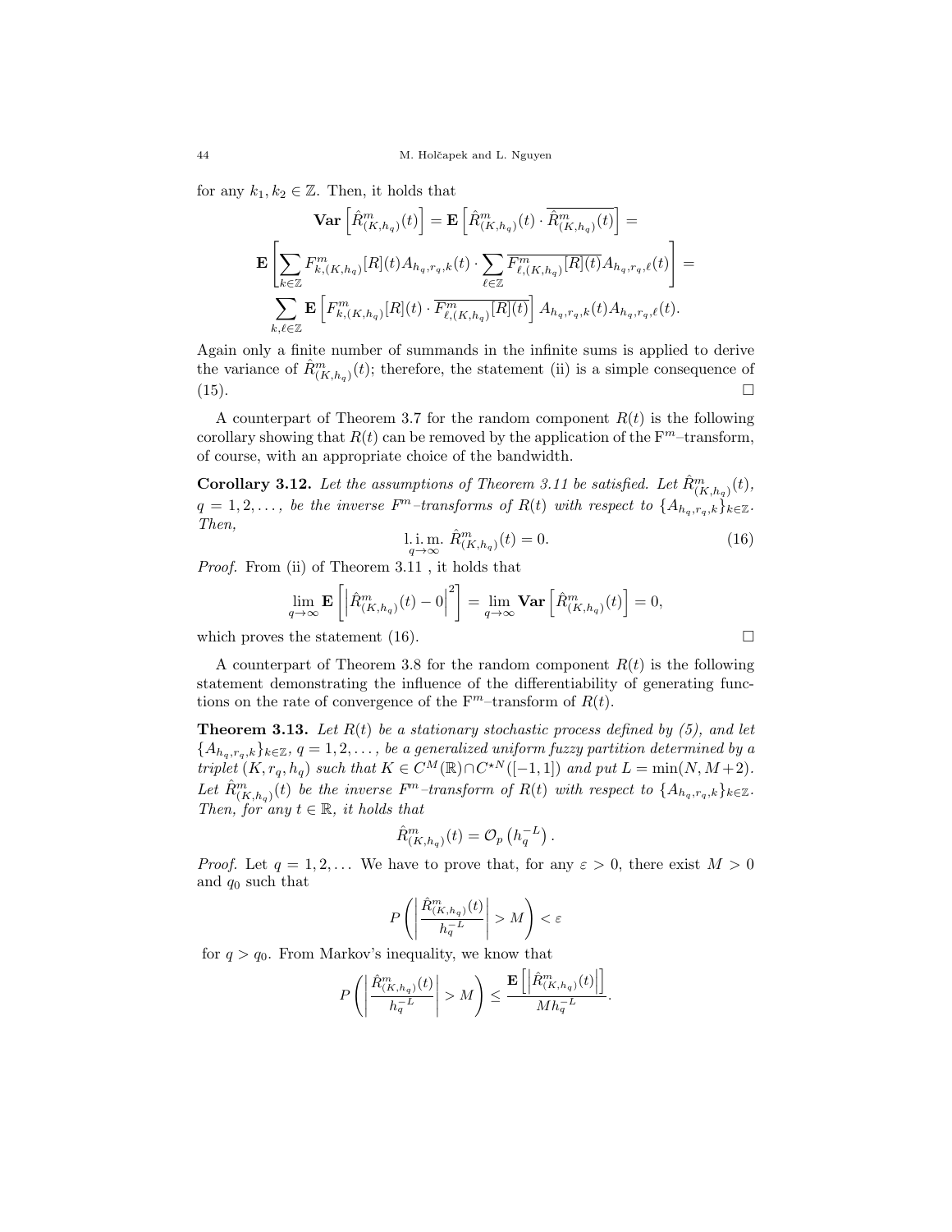for any $k_1, k_2 \in \mathbb{Z}$. Then, it holds that

$$\mathbf{Var}\left[\hat{R}^m_{(K,h_q)}(t)\right] = \mathbf{E}\left[\hat{R}^m_{(K,h_q)}(t) \cdot \overline{\hat{R}^m_{(K,h_q)}(t)}\right] =$$

$$\mathbf{E}\left[\sum_{k\in\mathbb{Z}} F^m_{k,(K,h_q)}[R](t) A_{h_q,r_q,k}(t) \cdot \sum_{\ell\in\mathbb{Z}} \overline{F^m_{\ell,(K,h_q)}[R](t)} A_{h_q,r_q,\ell}(t)\right] =$$

$$\sum_{k,\ell\in\mathbb{Z}} \mathbf{E}\left[F^m_{k,(K,h_q)}[R](t) \cdot \overline{F^m_{\ell,(K,h_q)}[R](t)}\right] A_{h_q,r_q,k}(t) A_{h_q,r_q,\ell}(t).$$

Again only a finite number of summands in the infinite sums is applied to derive the variance of $\hat{R}^m_{(K,h_q)}(t)$; therefore, the statement (ii) is a simple consequence of (15). $\square$

A counterpart of Theorem 3.7 for the random component $R(t)$ is the following corollary showing that $R(t)$ can be removed by the application of the $\mathrm{F}^m$–transform, of course, with an appropriate choice of the bandwidth.

**Corollary 3.12.** *Let the assumptions of Theorem 3.11 be satisfied. Let $\hat{R}^m_{(K,h_q)}(t)$, $q = 1, 2, \dots$, be the inverse $F^m$–transforms of $R(t)$ with respect to $\{A_{h_q,r_q,k}\}_{k\in\mathbb{Z}}$. Then,*

$$\underset{q\to\infty}{\mathrm{l.i.m.}}\ \hat{R}^m_{(K,h_q)}(t) = 0. \tag{16}$$

*Proof.* From (ii) of Theorem 3.11 , it holds that

$$\lim_{q\to\infty} \mathbf{E}\left[\left|\hat{R}^m_{(K,h_q)}(t) - 0\right|^2\right] = \lim_{q\to\infty} \mathbf{Var}\left[\hat{R}^m_{(K,h_q)}(t)\right] = 0,$$

which proves the statement (16). $\square$

A counterpart of Theorem 3.8 for the random component $R(t)$ is the following statement demonstrating the influence of the differentiability of generating functions on the rate of convergence of the $\mathrm{F}^m$–transform of $R(t)$.

**Theorem 3.13.** *Let $R(t)$ be a stationary stochastic process defined by (5), and let $\{A_{h_q,r_q,k}\}_{k\in\mathbb{Z}}$, $q = 1, 2, \dots$, be a generalized uniform fuzzy partition determined by a triplet $(K, r_q, h_q)$ such that $K \in C^M(\mathbb{R}) \cap C^{\star N}([-1, 1])$ and put $L = \min(N, M+2)$. Let $\hat{R}^m_{(K,h_q)}(t)$ be the inverse $F^m$–transform of $R(t)$ with respect to $\{A_{h_q,r_q,k}\}_{k\in\mathbb{Z}}$. Then, for any $t \in \mathbb{R}$, it holds that*

$$\hat{R}^m_{(K,h_q)}(t) = \mathcal{O}_p\left(h_q^{-L}\right).$$

*Proof.* Let $q = 1, 2, \dots$ We have to prove that, for any $\varepsilon > 0$, there exist $M > 0$ and $q_0$ such that

$$P\left(\left|\frac{\hat{R}^m_{(K,h_q)}(t)}{h_q^{-L}}\right| > M\right) < \varepsilon$$

for $q > q_0$. From Markov's inequality, we know that

$$P\left(\left|\frac{\hat{R}^m_{(K,h_q)}(t)}{h_q^{-L}}\right| > M\right) \le \frac{\mathbf{E}\left[\left|\hat{R}^m_{(K,h_q)}(t)\right|\right]}{M h_q^{-L}}.$$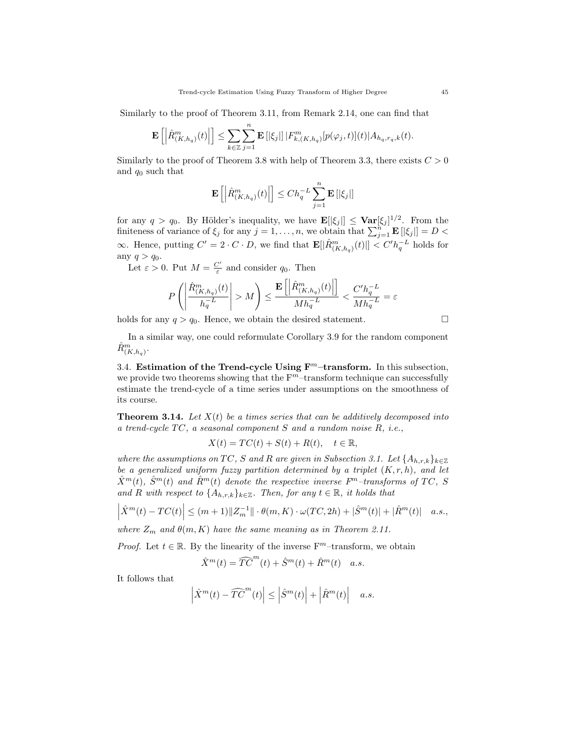Similarly to the proof of Theorem 3.11, from Remark 2.14, one can find that

$$\mathbf{E}\left[\left|\hat{R}^m_{(K,h_q)}(t)\right|\right] \leq \sum_{k\in\mathbb{Z}}\sum_{j=1}^{n} \mathbf{E}\left[|\xi_j|\right] |F^m_{k,(K,h_q)}[p(\varphi_j,t)](t)| A_{h_q,r_q,k}(t).$$

Similarly to the proof of Theorem 3.8 with help of Theorem 3.3, there exists $C > 0$ and $q_0$ such that

$$\mathbf{E}\left[\left|\hat{R}^m_{(K,h_q)}(t)\right|\right] \leq C h_q^{-L} \sum_{j=1}^{n} \mathbf{E}\left[|\xi_j|\right]$$

for any $q > q_0$. By Hölder's inequality, we have $\mathbf{E}[|\xi_j|] \leq \mathbf{Var}[\xi_j]^{1/2}$. From the finiteness of variance of $\xi_j$ for any $j = 1, \ldots, n$, we obtain that $\sum_{j=1}^{n} \mathbf{E}\left[|\xi_j|\right] = D < \infty$. Hence, putting $C' = 2 \cdot C \cdot D$, we find that $\mathbf{E}[|\hat{R}^m_{(K,h_q)}(t)|] < C' h_q^{-L}$ holds for any $q > q_0$.

Let $\varepsilon > 0$. Put $M = \frac{C'}{\varepsilon}$ and consider $q_0$. Then

$$P\left(\left|\frac{\hat{R}^m_{(K,h_q)}(t)}{h_q^{-L}}\right| > M\right) \leq \frac{\mathbf{E}\left[\left|\hat{R}^m_{(K,h_q)}(t)\right|\right]}{M h_q^{-L}} < \frac{C' h_q^{-L}}{M h_q^{-L}} = \varepsilon$$

holds for any $q > q_0$. Hence, we obtain the desired statement. $\square$

In a similar way, one could reformulate Corollary 3.9 for the random component $\hat{R}^m_{(K,h_q)}$.

### 3.4. Estimation of the Trend-cycle Using $\mathbf{F}^m$–transform.

In this subsection, we provide two theorems showing that the $\mathrm{F}^m$–transform technique can successfully estimate the trend-cycle of a time series under assumptions on the smoothness of its course.

**Theorem 3.14.** *Let $X(t)$ be a times series that can be additively decomposed into a trend-cycle $TC$, a seasonal component $S$ and a random noise $R$, i.e.,*

$$X(t) = TC(t) + S(t) + R(t), \quad t \in \mathbb{R},$$

*where the assumptions on $TC$, $S$ and $R$ are given in Subsection 3.1. Let $\{A_{h,r,k}\}_{k\in\mathbb{Z}}$ be a generalized uniform fuzzy partition determined by a triplet $(K, r, h)$, and let $\hat{X}^m(t)$, $\hat{S}^m(t)$ and $\hat{R}^m(t)$ denote the respective inverse $F^m$–transforms of $TC$, $S$ and $R$ with respect to $\{A_{h,r,k}\}_{k\in\mathbb{Z}}$. Then, for any $t \in \mathbb{R}$, it holds that*

$$\left|\hat{X}^m(t) - TC(t)\right| \leq (m+1)\|Z_m^{-1}\| \cdot \theta(m, K) \cdot \omega(TC, 2h) + |\hat{S}^m(t)| + |\hat{R}^m(t)| \quad a.s.,$$

*where $Z_m$ and $\theta(m, K)$ have the same meaning as in Theorem 2.11.*

*Proof.* Let $t \in \mathbb{R}$. By the linearity of the inverse $\mathrm{F}^m$–transform, we obtain

$$\hat{X}^m(t) = \widehat{TC}^m(t) + \hat{S}^m(t) + \hat{R}^m(t) \quad a.s.$$

It follows that

$$\left|\hat{X}^m(t) - \widehat{TC}^m(t)\right| \leq \left|\hat{S}^m(t)\right| + \left|\hat{R}^m(t)\right| \quad a.s.$$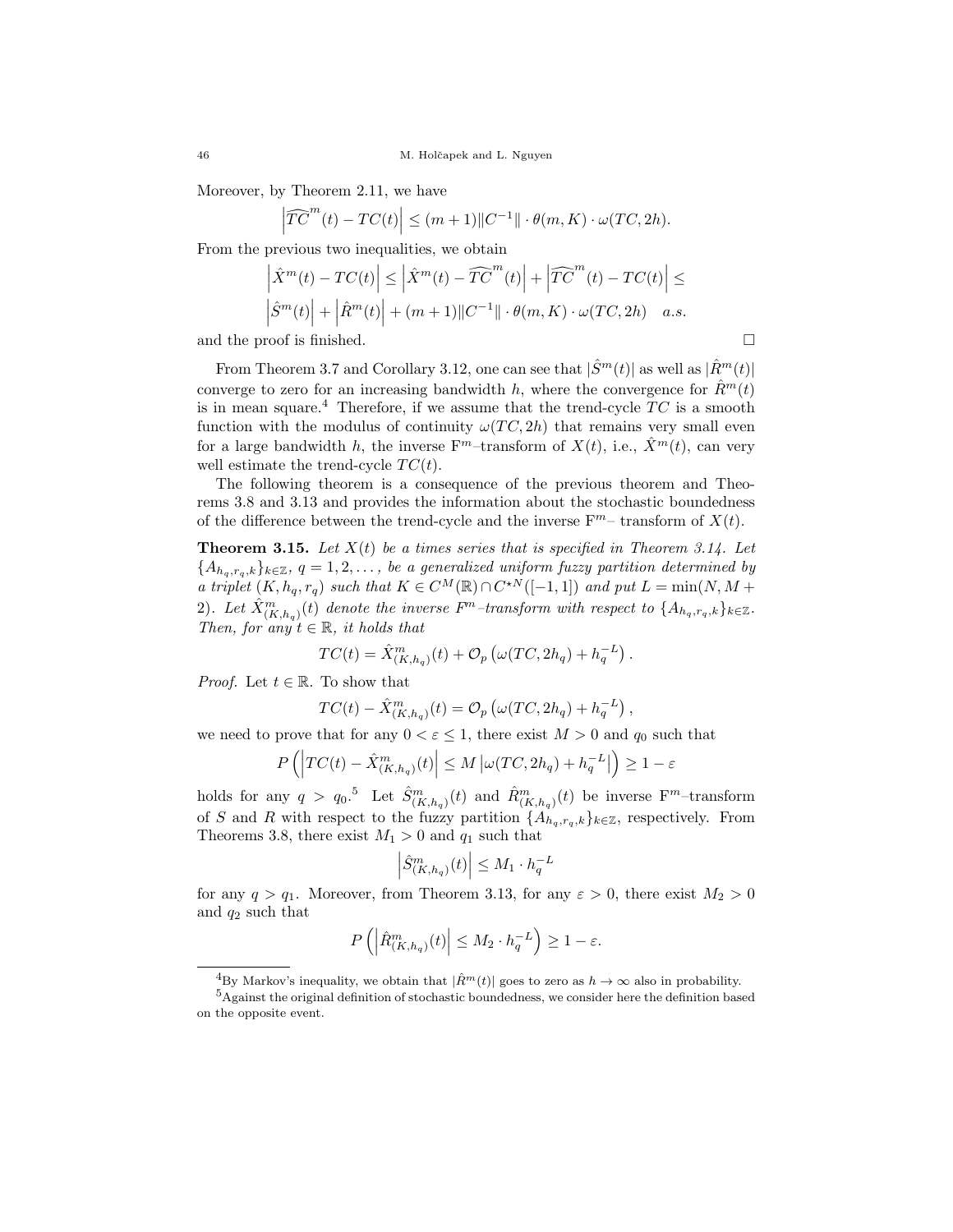Moreover, by Theorem 2.11, we have

$$\left|\widehat{TC}^{m}(t) - TC(t)\right| \leq (m+1)\|C^{-1}\| \cdot \theta(m,K) \cdot \omega(TC, 2h).$$

From the previous two inequalities, we obtain

$$\left|\hat{X}^{m}(t) - TC(t)\right| \leq \left|\hat{X}^{m}(t) - \widehat{TC}^{m}(t)\right| + \left|\widehat{TC}^{m}(t) - TC(t)\right| \leq$$

$$\left|\hat{S}^{m}(t)\right| + \left|\hat{R}^{m}(t)\right| + (m+1)\|C^{-1}\| \cdot \theta(m,K) \cdot \omega(TC, 2h) \quad a.s.$$

and the proof is finished. □

From Theorem 3.7 and Corollary 3.12, one can see that $|\hat{S}^m(t)|$ as well as $|\hat{R}^m(t)|$ converge to zero for an increasing bandwidth $h$, where the convergence for $\hat{R}^m(t)$ is in mean square.[4] Therefore, if we assume that the trend-cycle $TC$ is a smooth function with the modulus of continuity $\omega(TC, 2h)$ that remains very small even for a large bandwidth $h$, the inverse F$^m$–transform of $X(t)$, i.e., $\hat{X}^m(t)$, can very well estimate the trend-cycle $TC(t)$.

The following theorem is a consequence of the previous theorem and Theorems 3.8 and 3.13 and provides the information about the stochastic boundedness of the difference between the trend-cycle and the inverse F$^m$– transform of $X(t)$.

**Theorem 3.15.** *Let $X(t)$ be a times series that is specified in Theorem 3.14. Let $\{A_{h_q,r_q,k}\}_{k\in\mathbb{Z}}$, $q = 1, 2, \dots$, be a generalized uniform fuzzy partition determined by a triplet $(K, h_q, r_q)$ such that $K \in C^M(\mathbb{R}) \cap C^{\star N}([-1,1])$ and put $L = \min(N, M+2)$. Let $\hat{X}^m_{(K,h_q)}(t)$ denote the inverse F$^m$–transform with respect to $\{A_{h_q,r_q,k}\}_{k\in\mathbb{Z}}$. Then, for any $t \in \mathbb{R}$, it holds that*

$$TC(t) = \hat{X}^m_{(K,h_q)}(t) + \mathcal{O}_p\left(\omega(TC, 2h_q) + h_q^{-L}\right).$$

*Proof.* Let $t \in \mathbb{R}$. To show that

$$TC(t) - \hat{X}^m_{(K,h_q)}(t) = \mathcal{O}_p\left(\omega(TC, 2h_q) + h_q^{-L}\right),$$

we need to prove that for any $0 < \varepsilon \leq 1$, there exist $M > 0$ and $q_0$ such that

$$P\left(\left|TC(t) - \hat{X}^m_{(K,h_q)}(t)\right| \leq M\left|\omega(TC, 2h_q) + h_q^{-L}\right|\right) \geq 1 - \varepsilon$$

holds for any $q > q_0$.[5] Let $\hat{S}^m_{(K,h_q)}(t)$ and $\hat{R}^m_{(K,h_q)}(t)$ be inverse F$^m$–transform of $S$ and $R$ with respect to the fuzzy partition $\{A_{h_q,r_q,k}\}_{k\in\mathbb{Z}}$, respectively. From Theorems 3.8, there exist $M_1 > 0$ and $q_1$ such that

$$\left|\hat{S}^m_{(K,h_q)}(t)\right| \leq M_1 \cdot h_q^{-L}$$

for any $q > q_1$. Moreover, from Theorem 3.13, for any $\varepsilon > 0$, there exist $M_2 > 0$ and $q_2$ such that

$$P\left(\left|\hat{R}^m_{(K,h_q)}(t)\right| \leq M_2 \cdot h_q^{-L}\right) \geq 1 - \varepsilon.$$

---

[4] By Markov's inequality, we obtain that $|\hat{R}^m(t)|$ goes to zero as $h \to \infty$ also in probability.

[5] Against the original definition of stochastic boundedness, we consider here the definition based on the opposite event.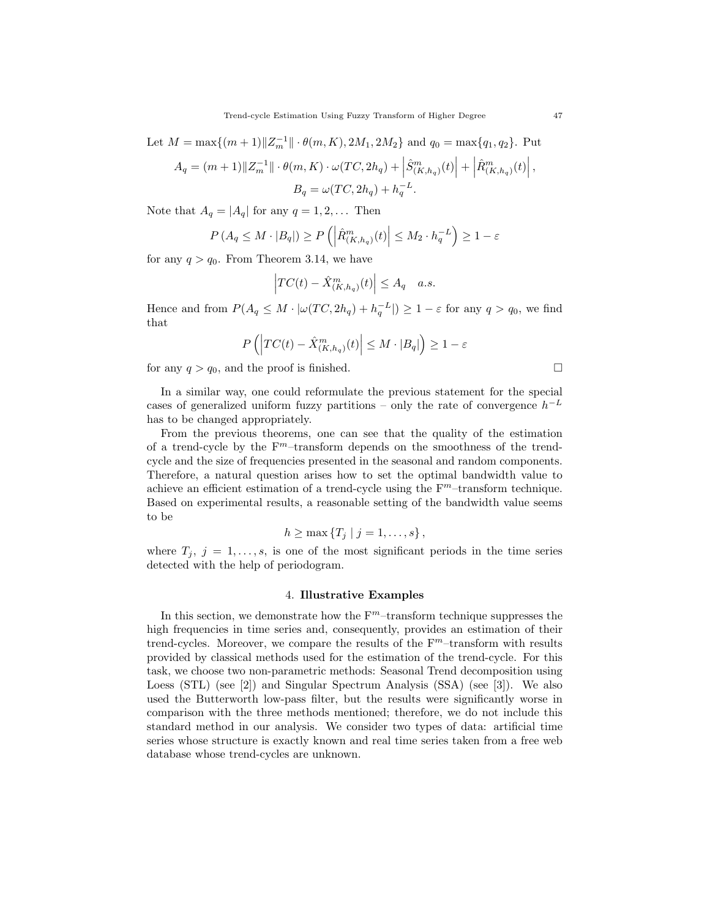Let $M = \max\{(m+1)\|Z_m^{-1}\| \cdot \theta(m,K), 2M_1, 2M_2\}$ and $q_0 = \max\{q_1, q_2\}$. Put

$$A_q = (m+1)\|Z_m^{-1}\| \cdot \theta(m,K) \cdot \omega(TC, 2h_q) + \left|\hat{S}^m_{(K,h_q)}(t)\right| + \left|\hat{R}^m_{(K,h_q)}(t)\right|,$$
$$B_q = \omega(TC, 2h_q) + h_q^{-L}.$$

Note that $A_q = |A_q|$ for any $q = 1, 2, \ldots$ Then

$$P\left(A_q \leq M \cdot |B_q|\right) \geq P\left(\left|\hat{R}^m_{(K,h_q)}(t)\right| \leq M_2 \cdot h_q^{-L}\right) \geq 1 - \varepsilon$$

for any $q > q_0$. From Theorem 3.14, we have

$$\left|TC(t) - \hat{X}^m_{(K,h_q)}(t)\right| \leq A_q \quad a.s.$$

Hence and from $P(A_q \leq M \cdot |\omega(TC, 2h_q) + h_q^{-L}|) \geq 1 - \varepsilon$ for any $q > q_0$, we find that

$$P\left(\left|TC(t) - \hat{X}^m_{(K,h_q)}(t)\right| \leq M \cdot |B_q|\right) \geq 1 - \varepsilon$$

for any $q > q_0$, and the proof is finished. □

In a similar way, one could reformulate the previous statement for the special cases of generalized uniform fuzzy partitions – only the rate of convergence $h^{-L}$ has to be changed appropriately.

From the previous theorems, one can see that the quality of the estimation of a trend-cycle by the F$^m$–transform depends on the smoothness of the trend-cycle and the size of frequencies presented in the seasonal and random components. Therefore, a natural question arises how to set the optimal bandwidth value to achieve an efficient estimation of a trend-cycle using the F$^m$–transform technique. Based on experimental results, a reasonable setting of the bandwidth value seems to be

$$h \geq \max\{T_j \mid j = 1, \ldots, s\},$$

where $T_j$, $j = 1, \ldots, s$, is one of the most significant periods in the time series detected with the help of periodogram.

## 4. **Illustrative Examples**

In this section, we demonstrate how the F$^m$–transform technique suppresses the high frequencies in time series and, consequently, provides an estimation of their trend-cycles. Moreover, we compare the results of the F$^m$–transform with results provided by classical methods used for the estimation of the trend-cycle. For this task, we choose two non-parametric methods: Seasonal Trend decomposition using Loess (STL) (see [2]) and Singular Spectrum Analysis (SSA) (see [3]). We also used the Butterworth low-pass filter, but the results were significantly worse in comparison with the three methods mentioned; therefore, we do not include this standard method in our analysis. We consider two types of data: artificial time series whose structure is exactly known and real time series taken from a free web database whose trend-cycles are unknown.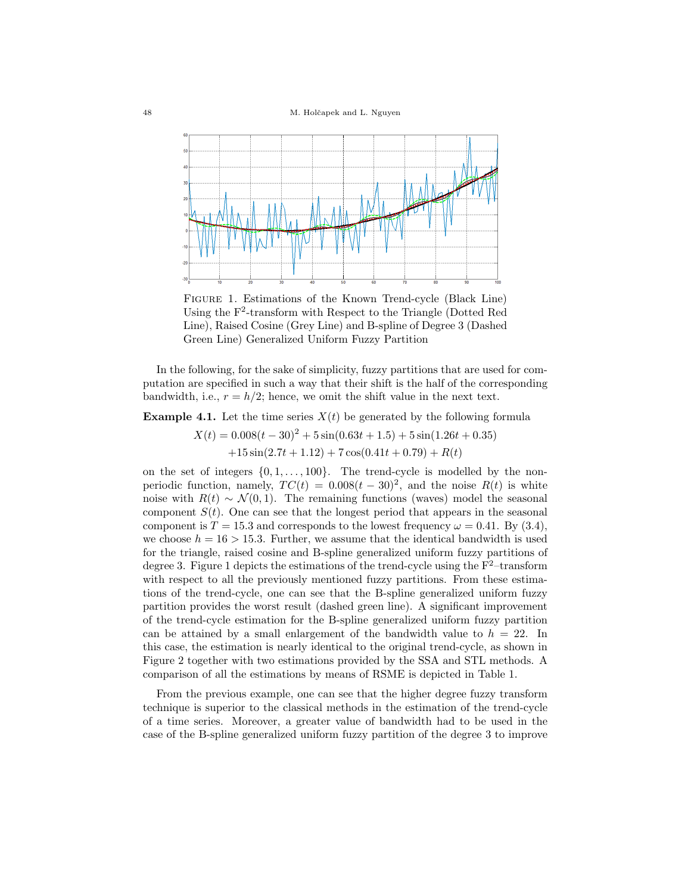FIGURE 1. Estimations of the Known Trend-cycle (Black Line) Using the $F^2$-transform with Respect to the Triangle (Dotted Red Line), Raised Cosine (Grey Line) and B-spline of Degree 3 (Dashed Green Line) Generalized Uniform Fuzzy Partition

In the following, for the sake of simplicity, fuzzy partitions that are used for computation are specified in such a way that their shift is the half of the corresponding bandwidth, i.e., $r = h/2$; hence, we omit the shift value in the next text.

**Example 4.1.** Let the time series $X(t)$ be generated by the following formula

$$X(t) = 0.008(t-30)^2 + 5\sin(0.63t + 1.5) + 5\sin(1.26t + 0.35)$$
$$+15\sin(2.7t + 1.12) + 7\cos(0.41t + 0.79) + R(t)$$

on the set of integers $\{0, 1, \ldots, 100\}$. The trend-cycle is modelled by the non-periodic function, namely, $TC(t) = 0.008(t-30)^2$, and the noise $R(t)$ is white noise with $R(t) \sim \mathcal{N}(0,1)$. The remaining functions (waves) model the seasonal component $S(t)$. One can see that the longest period that appears in the seasonal component is $T = 15.3$ and corresponds to the lowest frequency $\omega = 0.41$. By (3.4), we choose $h = 16 > 15.3$. Further, we assume that the identical bandwidth is used for the triangle, raised cosine and B-spline generalized uniform fuzzy partitions of degree 3. Figure 1 depicts the estimations of the trend-cycle using the $F^2$–transform with respect to all the previously mentioned fuzzy partitions. From these estimations of the trend-cycle, one can see that the B-spline generalized uniform fuzzy partition provides the worst result (dashed green line). A significant improvement of the trend-cycle estimation for the B-spline generalized uniform fuzzy partition can be attained by a small enlargement of the bandwidth value to $h = 22$. In this case, the estimation is nearly identical to the original trend-cycle, as shown in Figure 2 together with two estimations provided by the SSA and STL methods. A comparison of all the estimations by means of RSME is depicted in Table 1.

From the previous example, one can see that the higher degree fuzzy transform technique is superior to the classical methods in the estimation of the trend-cycle of a time series. Moreover, a greater value of bandwidth had to be used in the case of the B-spline generalized uniform fuzzy partition of the degree 3 to improve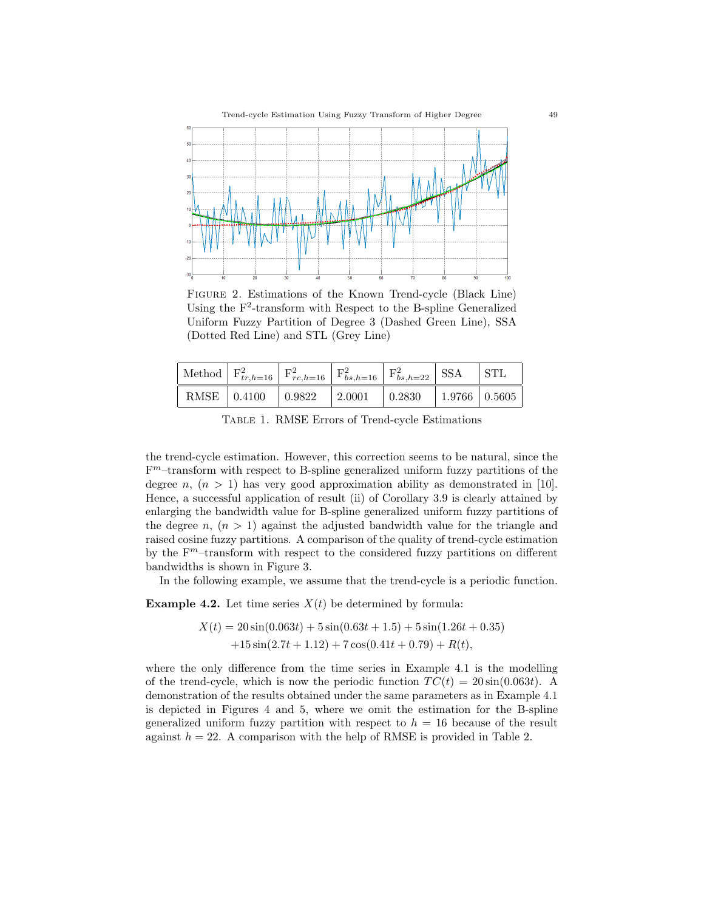FIGURE 2. Estimations of the Known Trend-cycle (Black Line) Using the $F^2$-transform with Respect to the B-spline Generalized Uniform Fuzzy Partition of Degree 3 (Dashed Green Line), SSA (Dotted Red Line) and STL (Grey Line)

| Method | $F^2_{tr,h=16}$ | $F^2_{rc,h=16}$ | $F^2_{bs,h=16}$ | $F^2_{bs,h=22}$ | SSA | STL |
|---|---|---|---|---|---|---|
| RMSE | 0.4100 | 0.9822 | 2.0001 | 0.2830 | 1.9766 | 0.5605 |

TABLE 1. RMSE Errors of Trend-cycle Estimations

the trend-cycle estimation. However, this correction seems to be natural, since the $F^m$–transform with respect to B-spline generalized uniform fuzzy partitions of the degree $n$, $(n > 1)$ has very good approximation ability as demonstrated in [10]. Hence, a successful application of result (ii) of Corollary 3.9 is clearly attained by enlarging the bandwidth value for B-spline generalized uniform fuzzy partitions of the degree $n$, $(n > 1)$ against the adjusted bandwidth value for the triangle and raised cosine fuzzy partitions. A comparison of the quality of trend-cycle estimation by the $F^m$–transform with respect to the considered fuzzy partitions on different bandwidths is shown in Figure 3.

In the following example, we assume that the trend-cycle is a periodic function.

**Example 4.2.** Let time series $X(t)$ be determined by formula:

$$X(t) = 20\sin(0.063t) + 5\sin(0.63t + 1.5) + 5\sin(1.26t + 0.35) + 15\sin(2.7t + 1.12) + 7\cos(0.41t + 0.79) + R(t),$$

where the only difference from the time series in Example 4.1 is the modelling of the trend-cycle, which is now the periodic function $TC(t) = 20\sin(0.063t)$. A demonstration of the results obtained under the same parameters as in Example 4.1 is depicted in Figures 4 and 5, where we omit the estimation for the B-spline generalized uniform fuzzy partition with respect to $h = 16$ because of the result against $h = 22$. A comparison with the help of RMSE is provided in Table 2.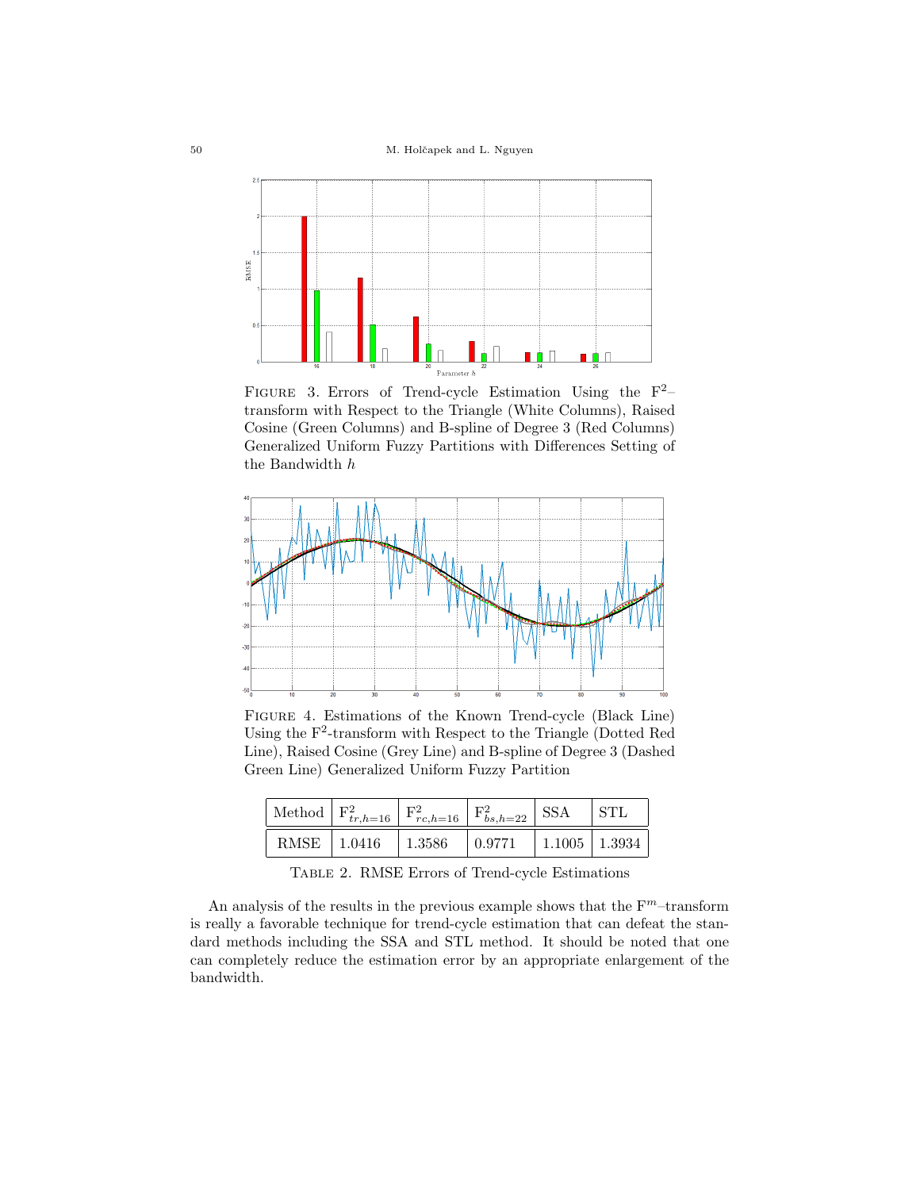FIGURE 3. Errors of Trend-cycle Estimation Using the $F^2$–transform with Respect to the Triangle (White Columns), Raised Cosine (Green Columns) and B-spline of Degree 3 (Red Columns) Generalized Uniform Fuzzy Partitions with Differences Setting of the Bandwidth $h$

FIGURE 4. Estimations of the Known Trend-cycle (Black Line) Using the $F^2$-transform with Respect to the Triangle (Dotted Red Line), Raised Cosine (Grey Line) and B-spline of Degree 3 (Dashed Green Line) Generalized Uniform Fuzzy Partition

| Method | $F^2_{tr,h=16}$ | $F^2_{rc,h=16}$ | $F^2_{bs,h=22}$ | SSA | STL |
|---|---|---|---|---|---|
| RMSE | 1.0416 | 1.3586 | 0.9771 | 1.1005 | 1.3934 |

TABLE 2. RMSE Errors of Trend-cycle Estimations

An analysis of the results in the previous example shows that the $F^m$–transform is really a favorable technique for trend-cycle estimation that can defeat the standard methods including the SSA and STL method. It should be noted that one can completely reduce the estimation error by an appropriate enlargement of the bandwidth.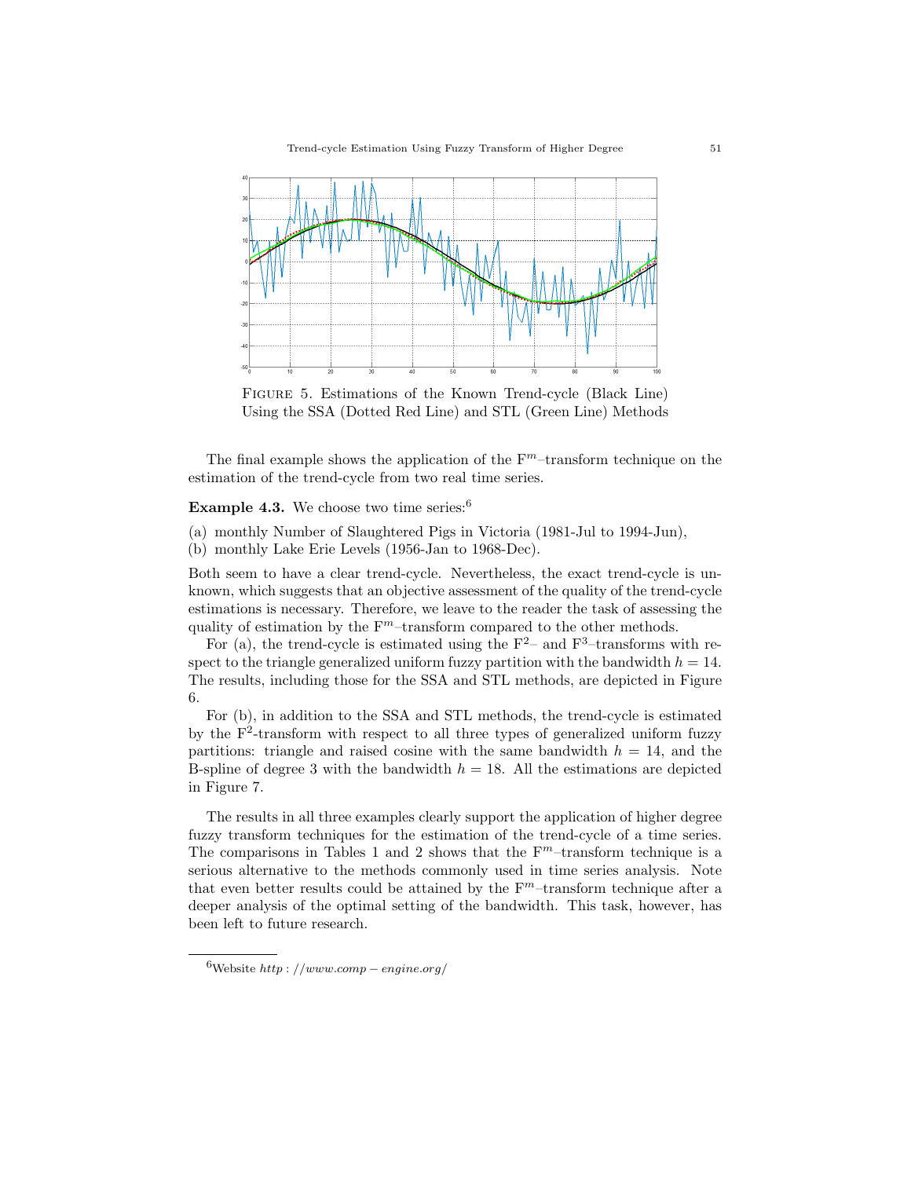FIGURE 5. Estimations of the Known Trend-cycle (Black Line) Using the SSA (Dotted Red Line) and STL (Green Line) Methods

The final example shows the application of the $F^m$–transform technique on the estimation of the trend-cycle from two real time series.

**Example 4.3.** We choose two time series:[6]

(a) monthly Number of Slaughtered Pigs in Victoria (1981-Jul to 1994-Jun),
(b) monthly Lake Erie Levels (1956-Jan to 1968-Dec).

Both seem to have a clear trend-cycle. Nevertheless, the exact trend-cycle is unknown, which suggests that an objective assessment of the quality of the trend-cycle estimations is necessary. Therefore, we leave to the reader the task of assessing the quality of estimation by the $F^m$–transform compared to the other methods.

For (a), the trend-cycle is estimated using the $F^2$– and $F^3$–transforms with respect to the triangle generalized uniform fuzzy partition with the bandwidth $h = 14$. The results, including those for the SSA and STL methods, are depicted in Figure 6.

For (b), in addition to the SSA and STL methods, the trend-cycle is estimated by the $F^2$-transform with respect to all three types of generalized uniform fuzzy partitions: triangle and raised cosine with the same bandwidth $h = 14$, and the B-spline of degree 3 with the bandwidth $h = 18$. All the estimations are depicted in Figure 7.

The results in all three examples clearly support the application of higher degree fuzzy transform techniques for the estimation of the trend-cycle of a time series. The comparisons in Tables 1 and 2 shows that the $F^m$–transform technique is a serious alternative to the methods commonly used in time series analysis. Note that even better results could be attained by the $F^m$–transform technique after a deeper analysis of the optimal setting of the bandwidth. This task, however, has been left to future research.

[6] Website *http://www.comp-engine.org/*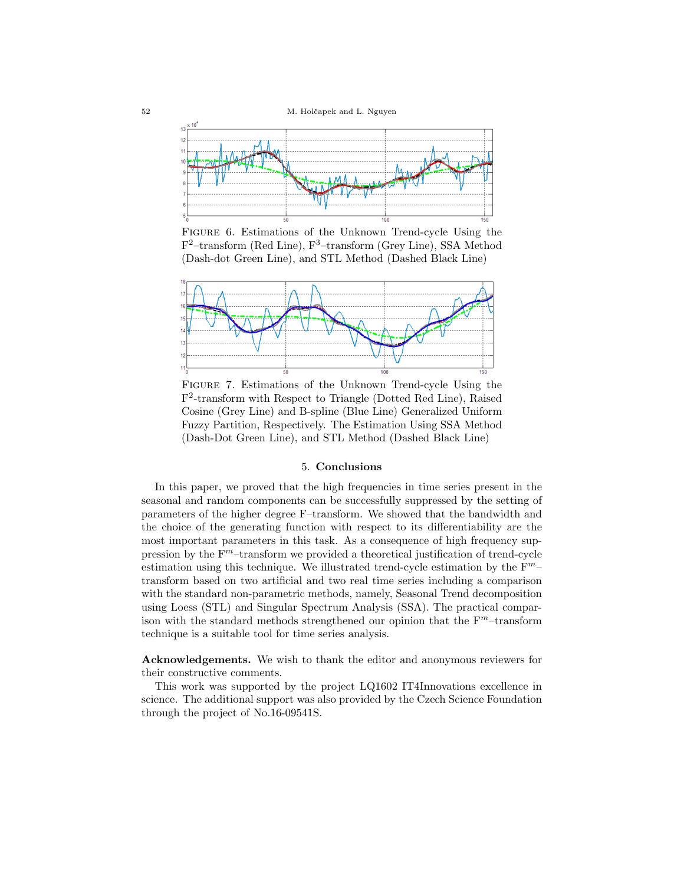FIGURE 6. Estimations of the Unknown Trend-cycle Using the $F^2$–transform (Red Line), $F^3$–transform (Grey Line), SSA Method (Dash-dot Green Line), and STL Method (Dashed Black Line)

FIGURE 7. Estimations of the Unknown Trend-cycle Using the $F^2$-transform with Respect to Triangle (Dotted Red Line), Raised Cosine (Grey Line) and B-spline (Blue Line) Generalized Uniform Fuzzy Partition, Respectively. The Estimation Using SSA Method (Dash-Dot Green Line), and STL Method (Dashed Black Line)

## 5. Conclusions

In this paper, we proved that the high frequencies in time series present in the seasonal and random components can be successfully suppressed by the setting of parameters of the higher degree F–transform. We showed that the bandwidth and the choice of the generating function with respect to its differentiability are the most important parameters in this task. As a consequence of high frequency suppression by the $F^m$–transform we provided a theoretical justification of trend-cycle estimation using this technique. We illustrated trend-cycle estimation by the $F^m$–transform based on two artificial and two real time series including a comparison with the standard non-parametric methods, namely, Seasonal Trend decomposition using Loess (STL) and Singular Spectrum Analysis (SSA). The practical comparison with the standard methods strengthened our opinion that the $F^m$–transform technique is a suitable tool for time series analysis.

**Acknowledgements.** We wish to thank the editor and anonymous reviewers for their constructive comments.

This work was supported by the project LQ1602 IT4Innovations excellence in science. The additional support was also provided by the Czech Science Foundation through the project of No.16-09541S.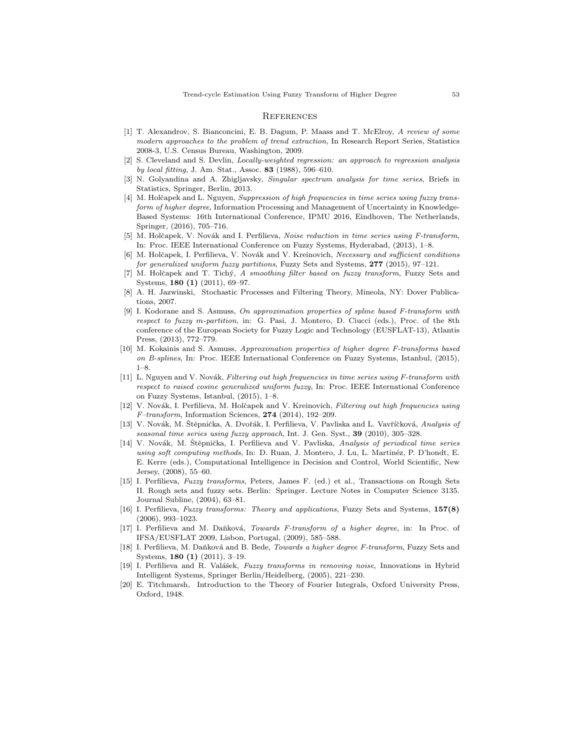## References

[1] T. Alexandrov, S. Bianconcini, E. B. Dagum, P. Maass and T. McElroy, *A review of some modern approaches to the problem of trend extraction*, In Research Report Series, Statistics 2008-3, U.S. Census Bureau, Washington, 2009.

[2] S. Cleveland and S. Devlin, *Locally-weighted regression: an approach to regression analysis by local fitting*, J. Am. Stat., Assoc. **83** (1988), 596–610.

[3] N. Golyandina and A. Zhigljavsky, *Singular spectrum analysis for time series*, Briefs in Statistics, Springer, Berlin, 2013.

[4] M. Holčapek and L. Nguyen, *Suppression of high frequencies in time series using fuzzy transform of higher degree*, Information Processing and Management of Uncertainty in Knowledge-Based Systems: 16th International Conference, IPMU 2016, Eindhoven, The Netherlands, Springer, (2016), 705–716.

[5] M. Holčapek, V. Novák and I. Perfilieva, *Noise reduction in time series using F-transform*, In: Proc. IEEE International Conference on Fuzzy Systems, Hyderabad, (2013), 1–8.

[6] M. Holčapek, I. Perfilieva, V. Novák and V. Kreinovich, *Necessary and sufficient conditions for generalized uniform fuzzy partitions*, Fuzzy Sets and Systems, **277** (2015), 97–121.

[7] M. Holčapek and T. Tichý, *A smoothing filter based on fuzzy transform*, Fuzzy Sets and Systems, **180 (1)** (2011), 69–97.

[8] A. H. Jazwinski, Stochastic Processes and Filtering Theory, Mineola, NY: Dover Publications, 2007.

[9] I. Kodorane and S. Asmuss, *On approximation properties of spline based F-transform with respect to fuzzy m-partition*, in: G. Pasi, J. Montero, D. Ciucci (eds.), Proc. of the 8th conference of the European Society for Fuzzy Logic and Technology (EUSFLAT-13), Atlantis Press, (2013), 772–779.

[10] M. Kokainis and S. Asmuss, *Approximation properties of higher degree F-transforms based on B-splines*, In: Proc. IEEE International Conference on Fuzzy Systems, Istanbul, (2015), 1–8.

[11] L. Nguyen and V. Novák, *Filtering out high frequencies in time series using F-transform with respect to raised cosine generalized uniform fuzzy*, In: Proc. IEEE International Conference on Fuzzy Systems, Istanbul, (2015), 1–8.

[12] V. Novák, I. Perfilieva, M. Holčapek and V. Kreinovich, *Filtering out high frequencies using F–transform*, Information Sciences, **274** (2014), 192–209.

[13] V. Novák, M. Štěpnička, A. Dvořák, I. Perfilieva, V. Pavliska and L. Vavříčková, *Analysis of seasonal time series using fuzzy approach*, Int. J. Gen. Syst., **39** (2010), 305–328.

[14] V. Novák, M. Štěpnička, I. Perfilieva and V. Pavliska, *Analysis of periodical time series using soft computing methods*, In: D. Ruan, J. Montero, J. Lu, L. Martinéz, P. D'hondt, E. E. Kerre (eds.), Computational Intelligence in Decision and Control, World Scientific, New Jersey, (2008), 55–60.

[15] I. Perfilieva, *Fuzzy transforms*, Peters, James F. (ed.) et al., Transactions on Rough Sets II. Rough sets and fuzzy sets. Berlin: Springer. Lecture Notes in Computer Science 3135. Journal Subline, (2004), 63–81.

[16] I. Perfilieva, *Fuzzy transforms: Theory and applications*, Fuzzy Sets and Systems, **157(8)** (2006), 993–1023.

[17] I. Perfilieva and M. Daňková, *Towards F-transform of a higher degree*, in: In Proc. of IFSA/EUSFLAT 2009, Lisbon, Portugal, (2009), 585–588.

[18] I. Perfilieva, M. Daňková and B. Bede, *Towards a higher degree F-transform*, Fuzzy Sets and Systems, **180 (1)** (2011), 3–19.

[19] I. Perfilieva and R. Valášek, *Fuzzy transforms in removing noise*, Innovations in Hybrid Intelligent Systems, Springer Berlin/Heidelberg, (2005), 221–230.

[20] E. Titchmarsh, Introduction to the Theory of Fourier Integrals, Oxford University Press, Oxford, 1948.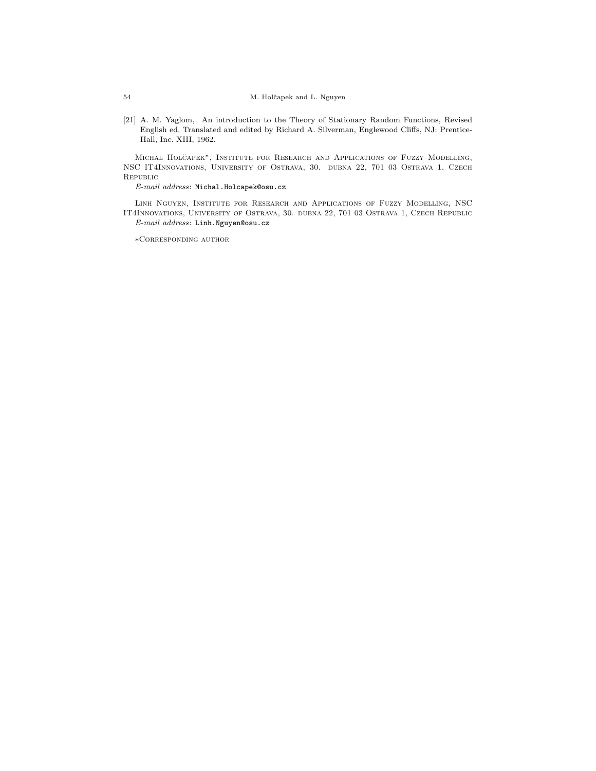[21] A. M. Yaglom, An introduction to the Theory of Stationary Random Functions, Revised English ed. Translated and edited by Richard A. Silverman, Englewood Cliffs, NJ: Prentice-Hall, Inc. XIII, 1962.

Michal Holčapek*, Institute for Research and Applications of Fuzzy Modelling, NSC IT4Innovations, University of Ostrava, 30. dubna 22, 701 03 Ostrava 1, Czech Republic

*E-mail address*: `Michal.Holcapek@osu.cz`

Linh Nguyen, Institute for Research and Applications of Fuzzy Modelling, NSC IT4Innovations, University of Ostrava, 30. dubna 22, 701 03 Ostrava 1, Czech Republic

*E-mail address*: `Linh.Nguyen@osu.cz`

*Corresponding author